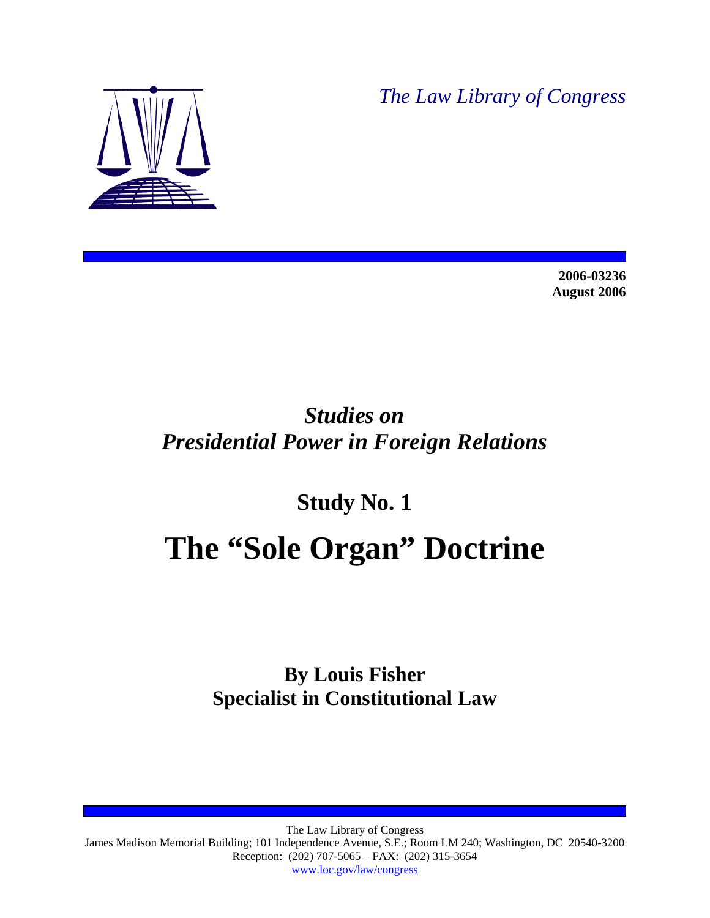*The Law Library of Congress*

**2006-03236**
**August 2006**

## *Studies on Presidential Power in Foreign Relations*

## Study No. 1

# The "Sole Organ" Doctrine

**By Louis Fisher**
**Specialist in Constitutional Law**

The Law Library of Congress
James Madison Memorial Building; 101 Independence Avenue, S.E.; Room LM 240; Washington, DC 20540-3200
Reception: (202) 707-5065 – FAX: (202) 315-3654
www.loc.gov/law/congress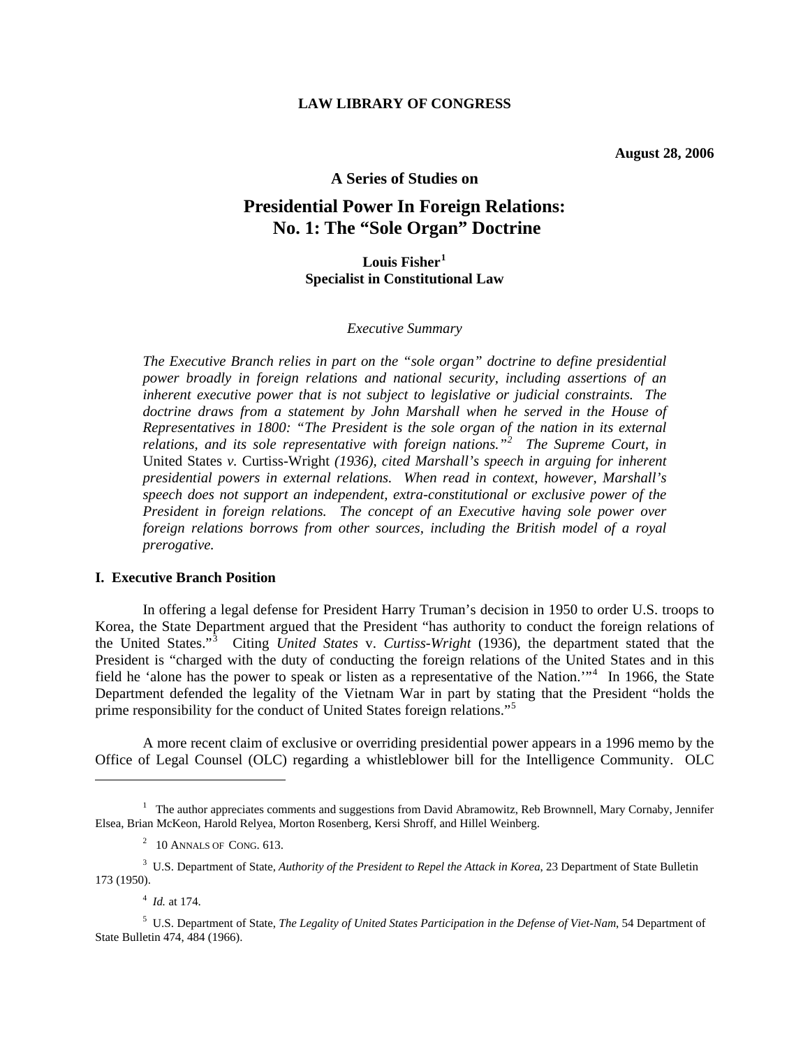**LAW LIBRARY OF CONGRESS**

**August 28, 2006**

**A Series of Studies on**

# Presidential Power In Foreign Relations: No. 1: The "Sole Organ" Doctrine

**Louis Fisher**[1]
**Specialist in Constitutional Law**

*Executive Summary*

*The Executive Branch relies in part on the "sole organ" doctrine to define presidential power broadly in foreign relations and national security, including assertions of an inherent executive power that is not subject to legislative or judicial constraints. The doctrine draws from a statement by John Marshall when he served in the House of Representatives in 1800: "The President is the sole organ of the nation in its external relations, and its sole representative with foreign nations."*[2] *The Supreme Court, in* United States *v.* Curtiss-Wright *(1936), cited Marshall's speech in arguing for inherent presidential powers in external relations. When read in context, however, Marshall's speech does not support an independent, extra-constitutional or exclusive power of the President in foreign relations. The concept of an Executive having sole power over foreign relations borrows from other sources, including the British model of a royal prerogative.*

## I. Executive Branch Position

In offering a legal defense for President Harry Truman's decision in 1950 to order U.S. troops to Korea, the State Department argued that the President "has authority to conduct the foreign relations of the United States."[3] Citing *United States* v. *Curtiss-Wright* (1936), the department stated that the President is "charged with the duty of conducting the foreign relations of the United States and in this field he 'alone has the power to speak or listen as a representative of the Nation.'"[4] In 1966, the State Department defended the legality of the Vietnam War in part by stating that the President "holds the prime responsibility for the conduct of United States foreign relations."[5]

A more recent claim of exclusive or overriding presidential power appears in a 1996 memo by the Office of Legal Counsel (OLC) regarding a whistleblower bill for the Intelligence Community. OLC

---

[1] The author appreciates comments and suggestions from David Abramowitz, Reb Brownnell, Mary Cornaby, Jennifer Elsea, Brian McKeon, Harold Relyea, Morton Rosenberg, Kersi Shroff, and Hillel Weinberg.

[2] 10 ANNALS OF CONG. 613.

[3] U.S. Department of State, *Authority of the President to Repel the Attack in Korea*, 23 Department of State Bulletin 173 (1950).

[4] *Id.* at 174.

[5] U.S. Department of State, *The Legality of United States Participation in the Defense of Viet-Nam*, 54 Department of State Bulletin 474, 484 (1966).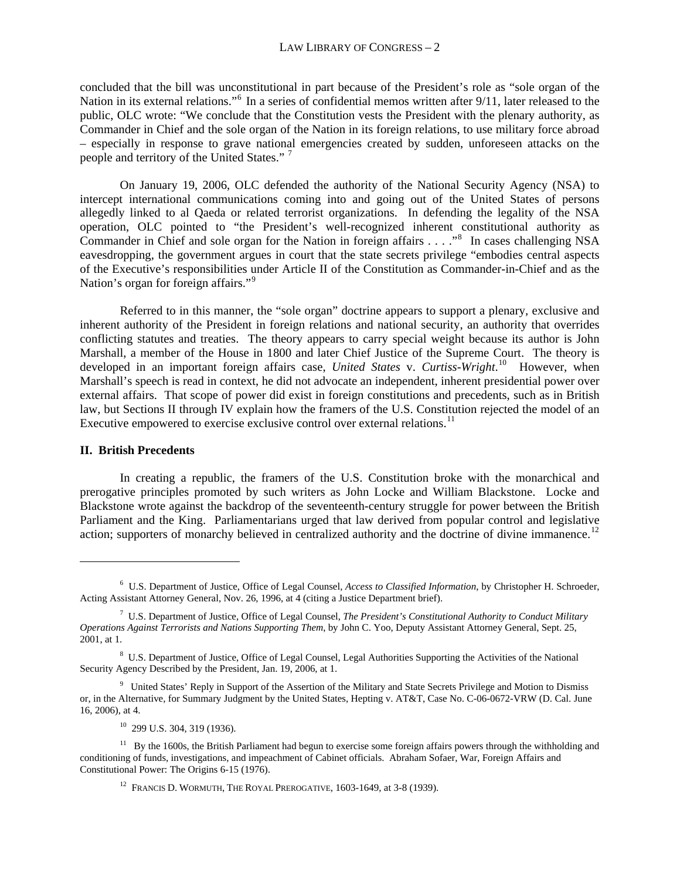concluded that the bill was unconstitutional in part because of the President's role as "sole organ of the Nation in its external relations."[6] In a series of confidential memos written after 9/11, later released to the public, OLC wrote: "We conclude that the Constitution vests the President with the plenary authority, as Commander in Chief and the sole organ of the Nation in its foreign relations, to use military force abroad – especially in response to grave national emergencies created by sudden, unforeseen attacks on the people and territory of the United States." [7]

On January 19, 2006, OLC defended the authority of the National Security Agency (NSA) to intercept international communications coming into and going out of the United States of persons allegedly linked to al Qaeda or related terrorist organizations. In defending the legality of the NSA operation, OLC pointed to "the President's well-recognized inherent constitutional authority as Commander in Chief and sole organ for the Nation in foreign affairs . . . ."[8] In cases challenging NSA eavesdropping, the government argues in court that the state secrets privilege "embodies central aspects of the Executive's responsibilities under Article II of the Constitution as Commander-in-Chief and as the Nation's organ for foreign affairs."[9]

Referred to in this manner, the "sole organ" doctrine appears to support a plenary, exclusive and inherent authority of the President in foreign relations and national security, an authority that overrides conflicting statutes and treaties. The theory appears to carry special weight because its author is John Marshall, a member of the House in 1800 and later Chief Justice of the Supreme Court. The theory is developed in an important foreign affairs case, *United States* v. *Curtiss-Wright*.[10] However, when Marshall's speech is read in context, he did not advocate an independent, inherent presidential power over external affairs. That scope of power did exist in foreign constitutions and precedents, such as in British law, but Sections II through IV explain how the framers of the U.S. Constitution rejected the model of an Executive empowered to exercise exclusive control over external relations.[11]

## II. British Precedents

In creating a republic, the framers of the U.S. Constitution broke with the monarchical and prerogative principles promoted by such writers as John Locke and William Blackstone. Locke and Blackstone wrote against the backdrop of the seventeenth-century struggle for power between the British Parliament and the King. Parliamentarians urged that law derived from popular control and legislative action; supporters of monarchy believed in centralized authority and the doctrine of divine immanence.[12]

---

[6] U.S. Department of Justice, Office of Legal Counsel, *Access to Classified Information*, by Christopher H. Schroeder, Acting Assistant Attorney General, Nov. 26, 1996, at 4 (citing a Justice Department brief).

[7] U.S. Department of Justice, Office of Legal Counsel, *The President's Constitutional Authority to Conduct Military Operations Against Terrorists and Nations Supporting Them*, by John C. Yoo, Deputy Assistant Attorney General, Sept. 25, 2001, at 1.

[8] U.S. Department of Justice, Office of Legal Counsel, Legal Authorities Supporting the Activities of the National Security Agency Described by the President, Jan. 19, 2006, at 1.

[9] United States' Reply in Support of the Assertion of the Military and State Secrets Privilege and Motion to Dismiss or, in the Alternative, for Summary Judgment by the United States, Hepting v. AT&T, Case No. C-06-0672-VRW (D. Cal. June 16, 2006), at 4.

[10] 299 U.S. 304, 319 (1936).

[11] By the 1600s, the British Parliament had begun to exercise some foreign affairs powers through the withholding and conditioning of funds, investigations, and impeachment of Cabinet officials. Abraham Sofaer, War, Foreign Affairs and Constitutional Power: The Origins 6-15 (1976).

[12] FRANCIS D. WORMUTH, THE ROYAL PREROGATIVE, 1603-1649, at 3-8 (1939).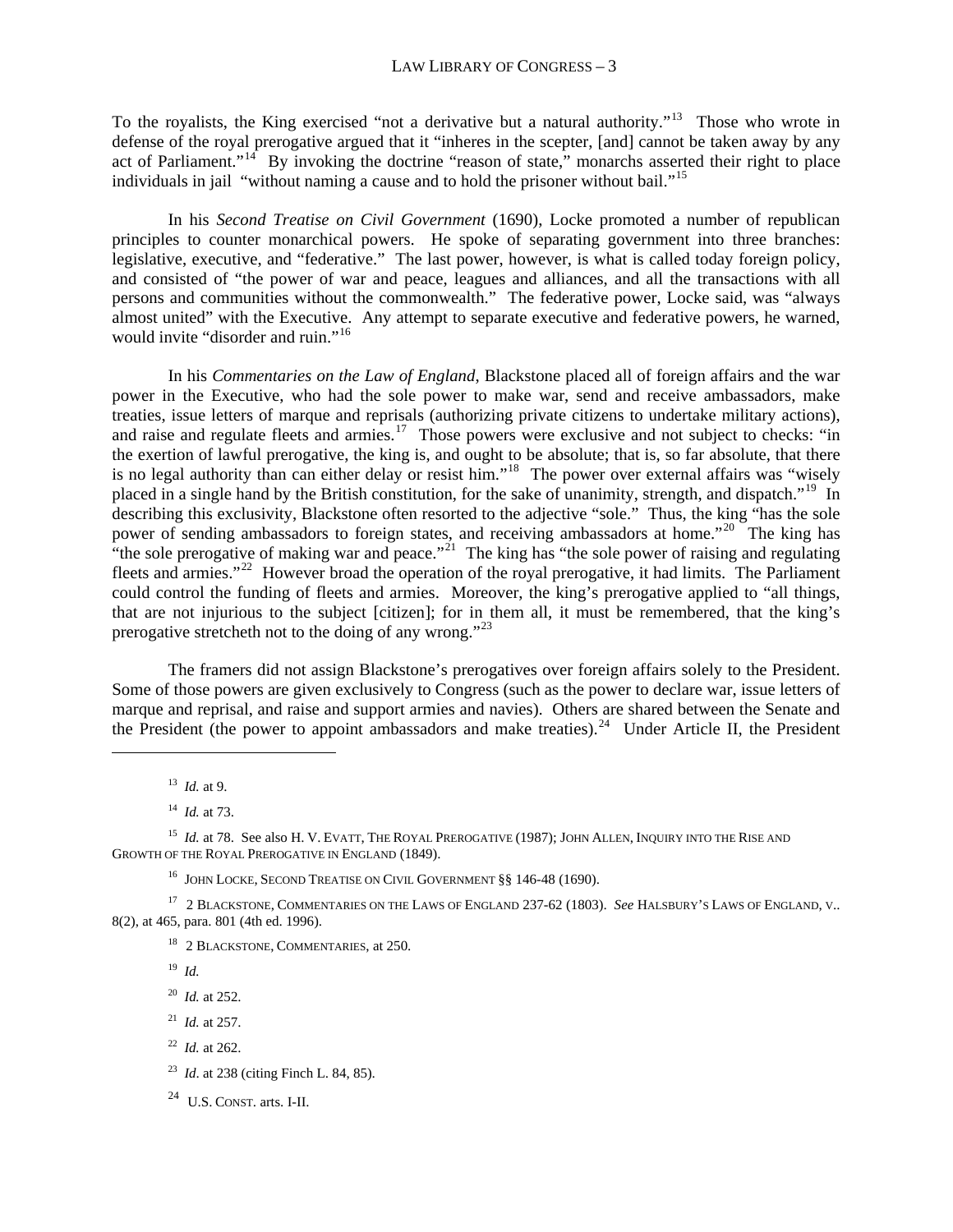To the royalists, the King exercised "not a derivative but a natural authority."[13] Those who wrote in defense of the royal prerogative argued that it "inheres in the scepter, [and] cannot be taken away by any act of Parliament."[14] By invoking the doctrine "reason of state," monarchs asserted their right to place individuals in jail "without naming a cause and to hold the prisoner without bail."[15]

In his *Second Treatise on Civil Government* (1690), Locke promoted a number of republican principles to counter monarchical powers. He spoke of separating government into three branches: legislative, executive, and "federative." The last power, however, is what is called today foreign policy, and consisted of "the power of war and peace, leagues and alliances, and all the transactions with all persons and communities without the commonwealth." The federative power, Locke said, was "always almost united" with the Executive. Any attempt to separate executive and federative powers, he warned, would invite "disorder and ruin."[16]

In his *Commentaries on the Law of England*, Blackstone placed all of foreign affairs and the war power in the Executive, who had the sole power to make war, send and receive ambassadors, make treaties, issue letters of marque and reprisals (authorizing private citizens to undertake military actions), and raise and regulate fleets and armies.[17] Those powers were exclusive and not subject to checks: "in the exertion of lawful prerogative, the king is, and ought to be absolute; that is, so far absolute, that there is no legal authority than can either delay or resist him."[18] The power over external affairs was "wisely placed in a single hand by the British constitution, for the sake of unanimity, strength, and dispatch."[19] In describing this exclusivity, Blackstone often resorted to the adjective "sole." Thus, the king "has the sole power of sending ambassadors to foreign states, and receiving ambassadors at home."[20] The king has "the sole prerogative of making war and peace."[21] The king has "the sole power of raising and regulating fleets and armies."[22] However broad the operation of the royal prerogative, it had limits. The Parliament could control the funding of fleets and armies. Moreover, the king's prerogative applied to "all things, that are not injurious to the subject [citizen]; for in them all, it must be remembered, that the king's prerogative stretcheth not to the doing of any wrong."[23]

The framers did not assign Blackstone's prerogatives over foreign affairs solely to the President. Some of those powers are given exclusively to Congress (such as the power to declare war, issue letters of marque and reprisal, and raise and support armies and navies). Others are shared between the Senate and the President (the power to appoint ambassadors and make treaties).[24] Under Article II, the President

---

[13] *Id.* at 9.

[14] *Id.* at 73.

[15] *Id.* at 78. See also H. V. EVATT, THE ROYAL PREROGATIVE (1987); JOHN ALLEN, INQUIRY INTO THE RISE AND GROWTH OF THE ROYAL PREROGATIVE IN ENGLAND (1849).

[16] JOHN LOCKE, SECOND TREATISE ON CIVIL GOVERNMENT §§ 146-48 (1690).

[17] 2 BLACKSTONE, COMMENTARIES ON THE LAWS OF ENGLAND 237-62 (1803). *See* HALSBURY'S LAWS OF ENGLAND, v.. 8(2), at 465, para. 801 (4th ed. 1996).

[18] 2 BLACKSTONE, COMMENTARIES, at 250.

[19] *Id.*

[20] *Id.* at 252.

[21] *Id.* at 257.

[22] *Id.* at 262.

[23] *Id*. at 238 (citing Finch L. 84, 85).

[24] U.S. CONST. arts. I-II.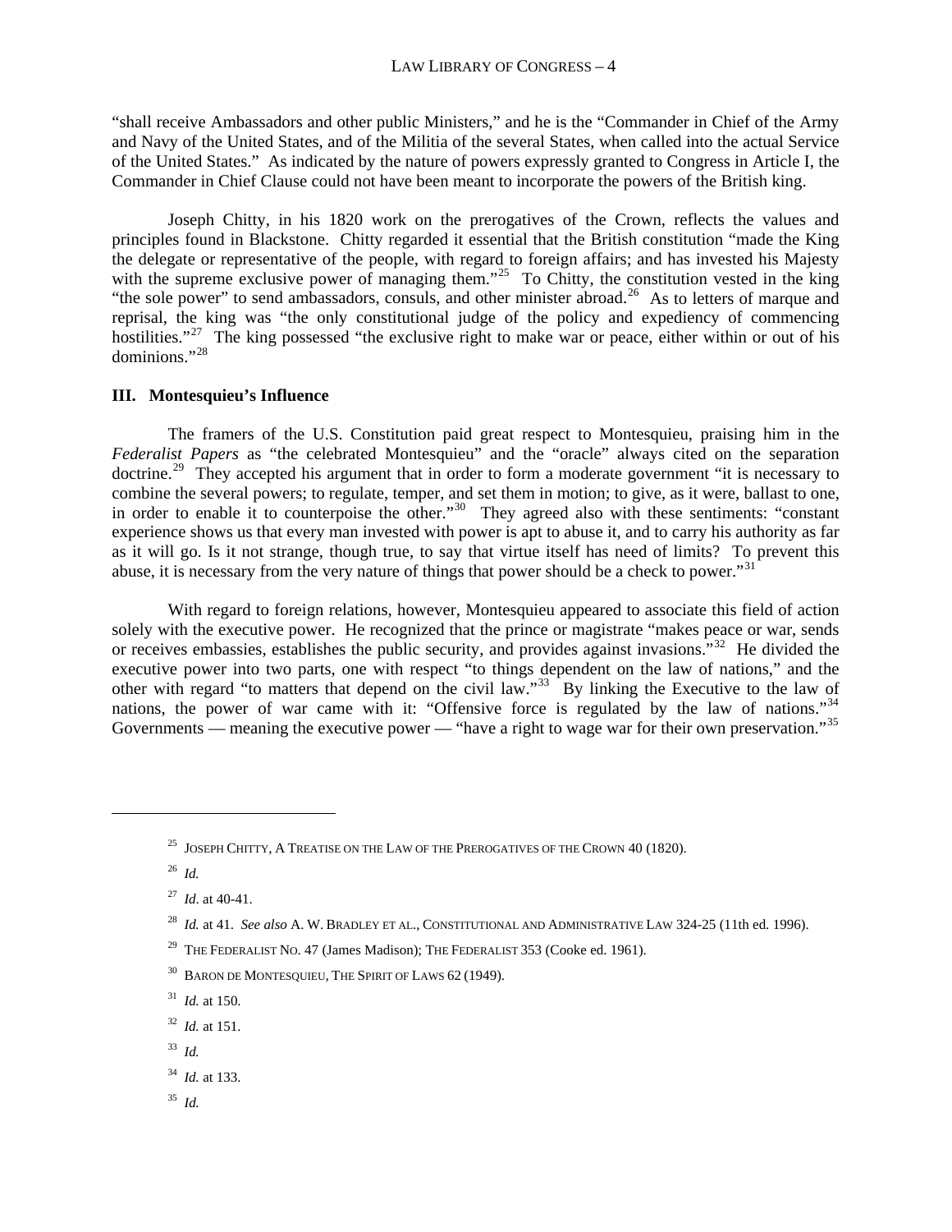"shall receive Ambassadors and other public Ministers," and he is the "Commander in Chief of the Army and Navy of the United States, and of the Militia of the several States, when called into the actual Service of the United States." As indicated by the nature of powers expressly granted to Congress in Article I, the Commander in Chief Clause could not have been meant to incorporate the powers of the British king.

Joseph Chitty, in his 1820 work on the prerogatives of the Crown, reflects the values and principles found in Blackstone. Chitty regarded it essential that the British constitution "made the King the delegate or representative of the people, with regard to foreign affairs; and has invested his Majesty with the supreme exclusive power of managing them."[25] To Chitty, the constitution vested in the king "the sole power" to send ambassadors, consuls, and other minister abroad.[26] As to letters of marque and reprisal, the king was "the only constitutional judge of the policy and expediency of commencing hostilities."[27] The king possessed "the exclusive right to make war or peace, either within or out of his dominions."[28]

### III. Montesquieu's Influence

The framers of the U.S. Constitution paid great respect to Montesquieu, praising him in the *Federalist Papers* as "the celebrated Montesquieu" and the "oracle" always cited on the separation doctrine.[29] They accepted his argument that in order to form a moderate government "it is necessary to combine the several powers; to regulate, temper, and set them in motion; to give, as it were, ballast to one, in order to enable it to counterpoise the other."[30] They agreed also with these sentiments: "constant experience shows us that every man invested with power is apt to abuse it, and to carry his authority as far as it will go. Is it not strange, though true, to say that virtue itself has need of limits? To prevent this abuse, it is necessary from the very nature of things that power should be a check to power."[31]

With regard to foreign relations, however, Montesquieu appeared to associate this field of action solely with the executive power. He recognized that the prince or magistrate "makes peace or war, sends or receives embassies, establishes the public security, and provides against invasions."[32] He divided the executive power into two parts, one with respect "to things dependent on the law of nations," and the other with regard "to matters that depend on the civil law."[33] By linking the Executive to the law of nations, the power of war came with it: "Offensive force is regulated by the law of nations."[34] Governments — meaning the executive power — "have a right to wage war for their own preservation."[35]

---

[25] JOSEPH CHITTY, A TREATISE ON THE LAW OF THE PREROGATIVES OF THE CROWN 40 (1820).

[26] *Id.*

[27] *Id*. at 40-41.

[28] *Id.* at 41. *See also* A. W. BRADLEY ET AL., CONSTITUTIONAL AND ADMINISTRATIVE LAW 324-25 (11th ed. 1996).

[29] THE FEDERALIST NO. 47 (James Madison); THE FEDERALIST 353 (Cooke ed. 1961).

[30] BARON DE MONTESQUIEU, THE SPIRIT OF LAWS 62 (1949).

[31] *Id.* at 150.

[32] *Id.* at 151.

[33] *Id.*

[34] *Id.* at 133.

[35] *Id.*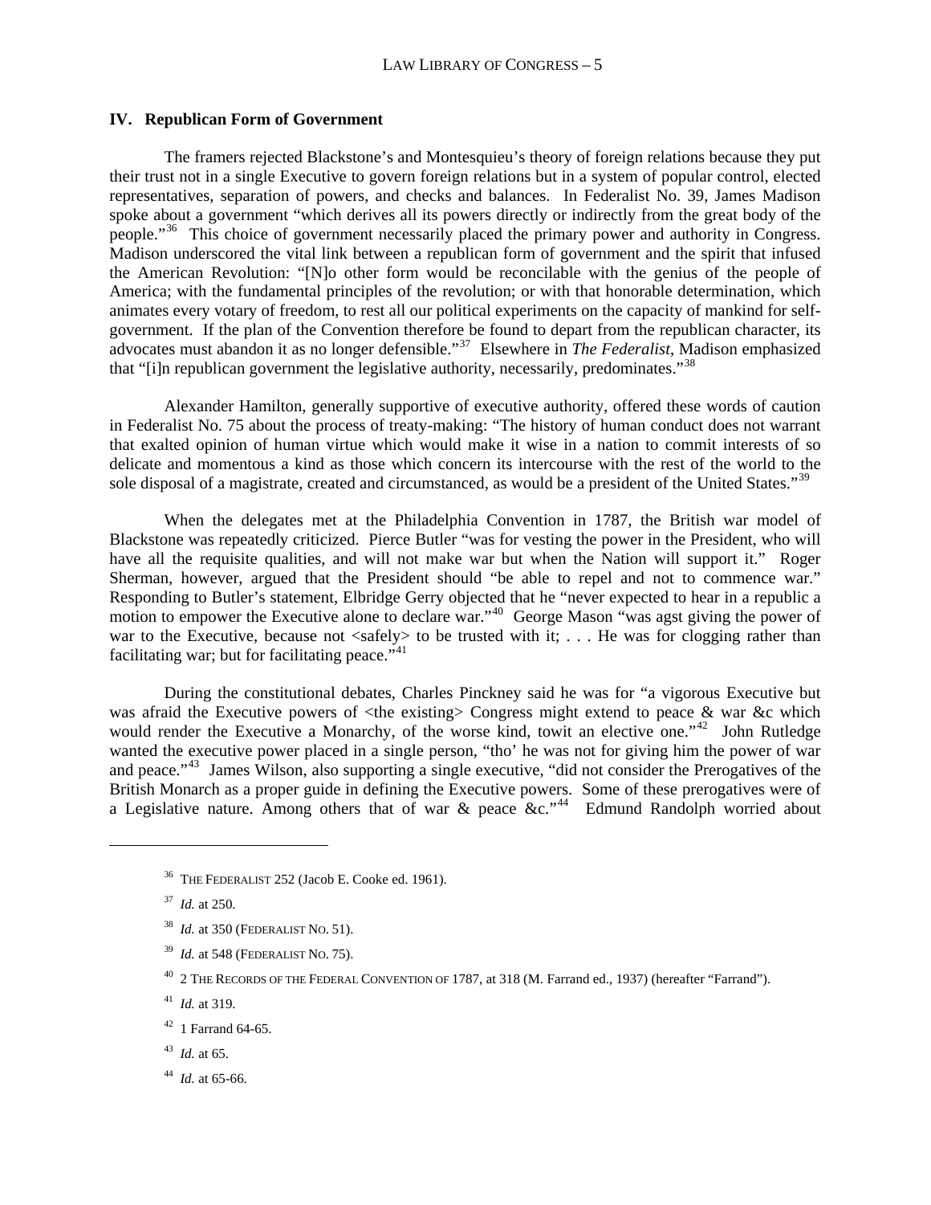## IV. Republican Form of Government

The framers rejected Blackstone's and Montesquieu's theory of foreign relations because they put their trust not in a single Executive to govern foreign relations but in a system of popular control, elected representatives, separation of powers, and checks and balances. In Federalist No. 39, James Madison spoke about a government "which derives all its powers directly or indirectly from the great body of the people."[36] This choice of government necessarily placed the primary power and authority in Congress. Madison underscored the vital link between a republican form of government and the spirit that infused the American Revolution: "[N]o other form would be reconcilable with the genius of the people of America; with the fundamental principles of the revolution; or with that honorable determination, which animates every votary of freedom, to rest all our political experiments on the capacity of mankind for self-government. If the plan of the Convention therefore be found to depart from the republican character, its advocates must abandon it as no longer defensible."[37] Elsewhere in *The Federalist*, Madison emphasized that "[i]n republican government the legislative authority, necessarily, predominates."[38]

Alexander Hamilton, generally supportive of executive authority, offered these words of caution in Federalist No. 75 about the process of treaty-making: "The history of human conduct does not warrant that exalted opinion of human virtue which would make it wise in a nation to commit interests of so delicate and momentous a kind as those which concern its intercourse with the rest of the world to the sole disposal of a magistrate, created and circumstanced, as would be a president of the United States."[39]

When the delegates met at the Philadelphia Convention in 1787, the British war model of Blackstone was repeatedly criticized. Pierce Butler "was for vesting the power in the President, who will have all the requisite qualities, and will not make war but when the Nation will support it." Roger Sherman, however, argued that the President should "be able to repel and not to commence war." Responding to Butler's statement, Elbridge Gerry objected that he "never expected to hear in a republic a motion to empower the Executive alone to declare war."[40] George Mason "was agst giving the power of war to the Executive, because not <safely> to be trusted with it; . . . He was for clogging rather than facilitating war; but for facilitating peace."[41]

During the constitutional debates, Charles Pinckney said he was for "a vigorous Executive but was afraid the Executive powers of <the existing> Congress might extend to peace & war &c which would render the Executive a Monarchy, of the worse kind, towit an elective one."[42] John Rutledge wanted the executive power placed in a single person, "tho' he was not for giving him the power of war and peace."[43] James Wilson, also supporting a single executive, "did not consider the Prerogatives of the British Monarch as a proper guide in defining the Executive powers. Some of these prerogatives were of a Legislative nature. Among others that of war & peace &c."[44] Edmund Randolph worried about

---

[36] THE FEDERALIST 252 (Jacob E. Cooke ed. 1961).

[37] *Id.* at 250.

[38] *Id.* at 350 (FEDERALIST NO. 51).

[39] *Id.* at 548 (FEDERALIST NO. 75).

[40] 2 THE RECORDS OF THE FEDERAL CONVENTION OF 1787, at 318 (M. Farrand ed., 1937) (hereafter "Farrand").

[41] *Id.* at 319.

[42] 1 Farrand 64-65.

[43] *Id.* at 65.

[44] *Id.* at 65-66.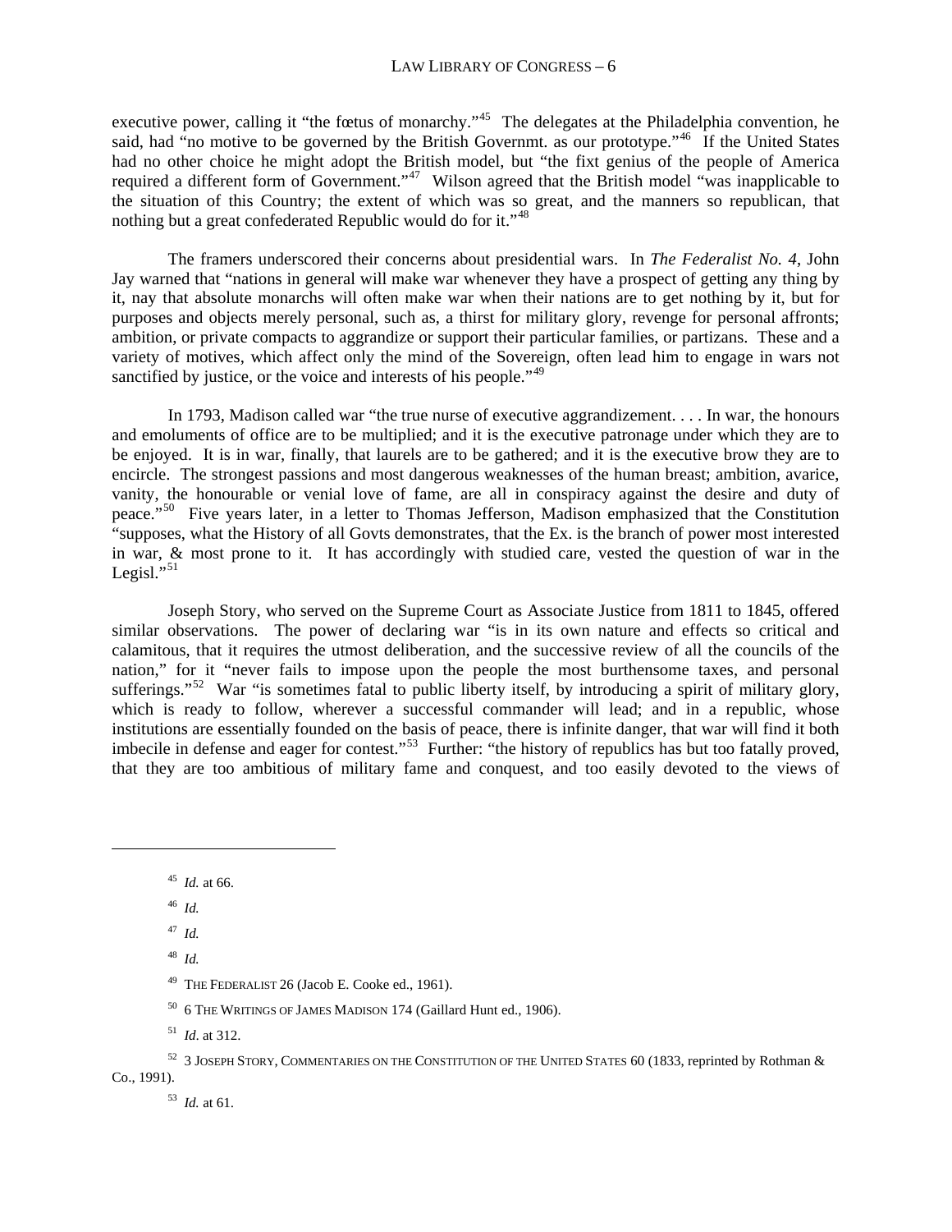executive power, calling it "the fœtus of monarchy."[45] The delegates at the Philadelphia convention, he said, had "no motive to be governed by the British Governmt. as our prototype."[46] If the United States had no other choice he might adopt the British model, but "the fixt genius of the people of America required a different form of Government."[47] Wilson agreed that the British model "was inapplicable to the situation of this Country; the extent of which was so great, and the manners so republican, that nothing but a great confederated Republic would do for it."[48]

The framers underscored their concerns about presidential wars. In *The Federalist No. 4*, John Jay warned that "nations in general will make war whenever they have a prospect of getting any thing by it, nay that absolute monarchs will often make war when their nations are to get nothing by it, but for purposes and objects merely personal, such as, a thirst for military glory, revenge for personal affronts; ambition, or private compacts to aggrandize or support their particular families, or partizans. These and a variety of motives, which affect only the mind of the Sovereign, often lead him to engage in wars not sanctified by justice, or the voice and interests of his people."[49]

In 1793, Madison called war "the true nurse of executive aggrandizement. . . . In war, the honours and emoluments of office are to be multiplied; and it is the executive patronage under which they are to be enjoyed. It is in war, finally, that laurels are to be gathered; and it is the executive brow they are to encircle. The strongest passions and most dangerous weaknesses of the human breast; ambition, avarice, vanity, the honourable or venial love of fame, are all in conspiracy against the desire and duty of peace."[50] Five years later, in a letter to Thomas Jefferson, Madison emphasized that the Constitution "supposes, what the History of all Govts demonstrates, that the Ex. is the branch of power most interested in war, & most prone to it. It has accordingly with studied care, vested the question of war in the Legisl."[51]

Joseph Story, who served on the Supreme Court as Associate Justice from 1811 to 1845, offered similar observations. The power of declaring war "is in its own nature and effects so critical and calamitous, that it requires the utmost deliberation, and the successive review of all the councils of the nation," for it "never fails to impose upon the people the most burthensome taxes, and personal sufferings."[52] War "is sometimes fatal to public liberty itself, by introducing a spirit of military glory, which is ready to follow, wherever a successful commander will lead; and in a republic, whose institutions are essentially founded on the basis of peace, there is infinite danger, that war will find it both imbecile in defense and eager for contest."[53] Further: "the history of republics has but too fatally proved, that they are too ambitious of military fame and conquest, and too easily devoted to the views of

---

[45] *Id.* at 66.

[46] *Id.*

[47] *Id.*

[48] *Id.*

[49] THE FEDERALIST 26 (Jacob E. Cooke ed., 1961).

[50] 6 THE WRITINGS OF JAMES MADISON 174 (Gaillard Hunt ed., 1906).

[51] *Id*. at 312.

[52] 3 JOSEPH STORY, COMMENTARIES ON THE CONSTITUTION OF THE UNITED STATES 60 (1833, reprinted by Rothman & Co., 1991).

[53] *Id.* at 61.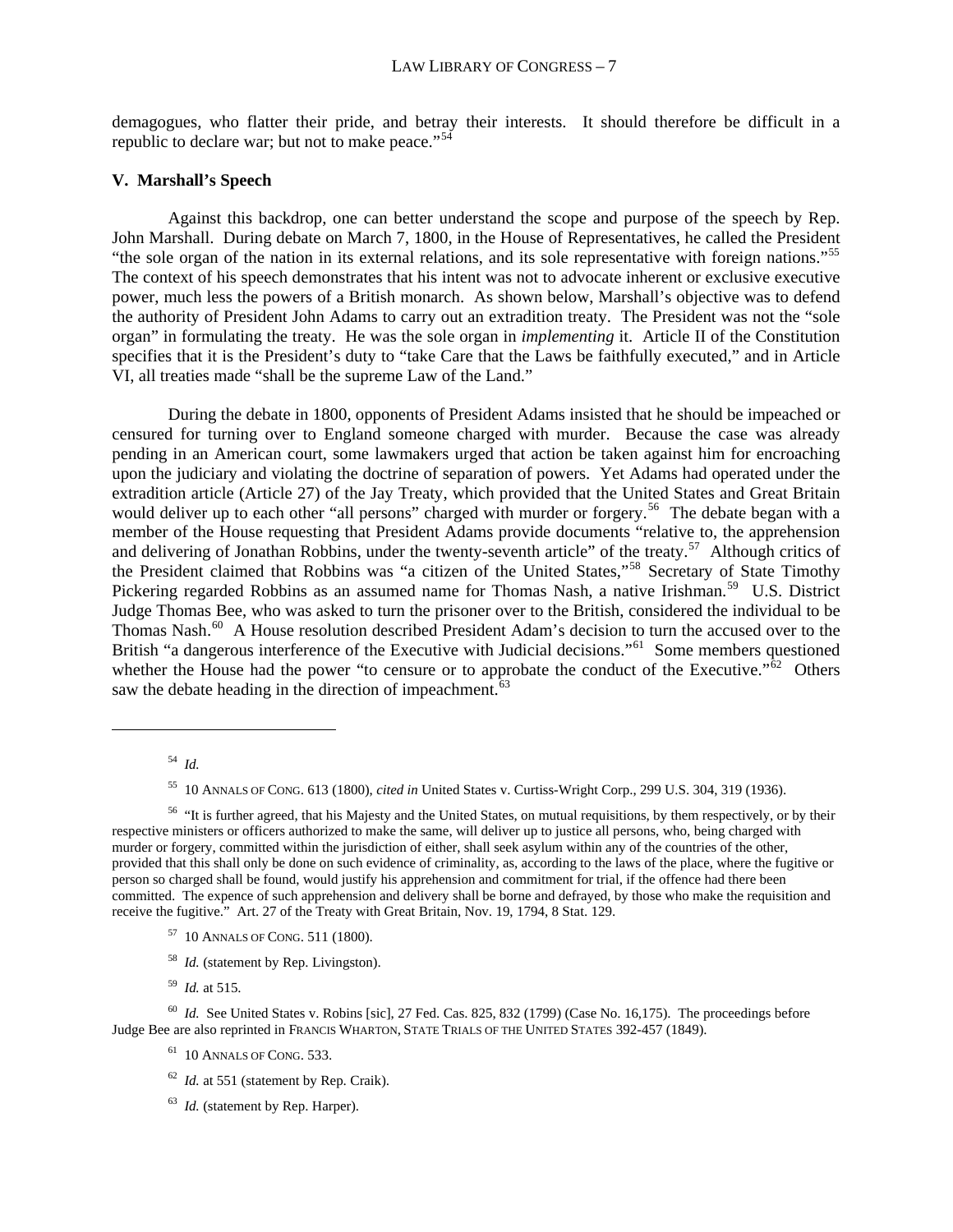demagogues, who flatter their pride, and betray their interests. It should therefore be difficult in a republic to declare war; but not to make peace."[54]

## V. Marshall's Speech

Against this backdrop, one can better understand the scope and purpose of the speech by Rep. John Marshall. During debate on March 7, 1800, in the House of Representatives, he called the President "the sole organ of the nation in its external relations, and its sole representative with foreign nations."[55] The context of his speech demonstrates that his intent was not to advocate inherent or exclusive executive power, much less the powers of a British monarch. As shown below, Marshall's objective was to defend the authority of President John Adams to carry out an extradition treaty. The President was not the "sole organ" in formulating the treaty. He was the sole organ in *implementing* it. Article II of the Constitution specifies that it is the President's duty to "take Care that the Laws be faithfully executed," and in Article VI, all treaties made "shall be the supreme Law of the Land."

During the debate in 1800, opponents of President Adams insisted that he should be impeached or censured for turning over to England someone charged with murder. Because the case was already pending in an American court, some lawmakers urged that action be taken against him for encroaching upon the judiciary and violating the doctrine of separation of powers. Yet Adams had operated under the extradition article (Article 27) of the Jay Treaty, which provided that the United States and Great Britain would deliver up to each other "all persons" charged with murder or forgery.[56] The debate began with a member of the House requesting that President Adams provide documents "relative to, the apprehension and delivering of Jonathan Robbins, under the twenty-seventh article" of the treaty.[57] Although critics of the President claimed that Robbins was "a citizen of the United States,"[58] Secretary of State Timothy Pickering regarded Robbins as an assumed name for Thomas Nash, a native Irishman.[59] U.S. District Judge Thomas Bee, who was asked to turn the prisoner over to the British, considered the individual to be Thomas Nash.[60] A House resolution described President Adam's decision to turn the accused over to the British "a dangerous interference of the Executive with Judicial decisions."[61] Some members questioned whether the House had the power "to censure or to approbate the conduct of the Executive."[62] Others saw the debate heading in the direction of impeachment.[63]

---

[54] *Id.*

[55] 10 ANNALS OF CONG. 613 (1800), *cited in* United States v. Curtiss-Wright Corp., 299 U.S. 304, 319 (1936).

[56] "It is further agreed, that his Majesty and the United States, on mutual requisitions, by them respectively, or by their respective ministers or officers authorized to make the same, will deliver up to justice all persons, who, being charged with murder or forgery, committed within the jurisdiction of either, shall seek asylum within any of the countries of the other, provided that this shall only be done on such evidence of criminality, as, according to the laws of the place, where the fugitive or person so charged shall be found, would justify his apprehension and commitment for trial, if the offence had there been committed. The expence of such apprehension and delivery shall be borne and defrayed, by those who make the requisition and receive the fugitive." Art. 27 of the Treaty with Great Britain, Nov. 19, 1794, 8 Stat. 129.

[57] 10 ANNALS OF CONG. 511 (1800).

[58] *Id.* (statement by Rep. Livingston).

[59] *Id.* at 515.

[60] *Id.* See United States v. Robins [sic], 27 Fed. Cas. 825, 832 (1799) (Case No. 16,175). The proceedings before Judge Bee are also reprinted in FRANCIS WHARTON, STATE TRIALS OF THE UNITED STATES 392-457 (1849).

[61] 10 ANNALS OF CONG. 533.

[62] *Id.* at 551 (statement by Rep. Craik).

[63] *Id.* (statement by Rep. Harper).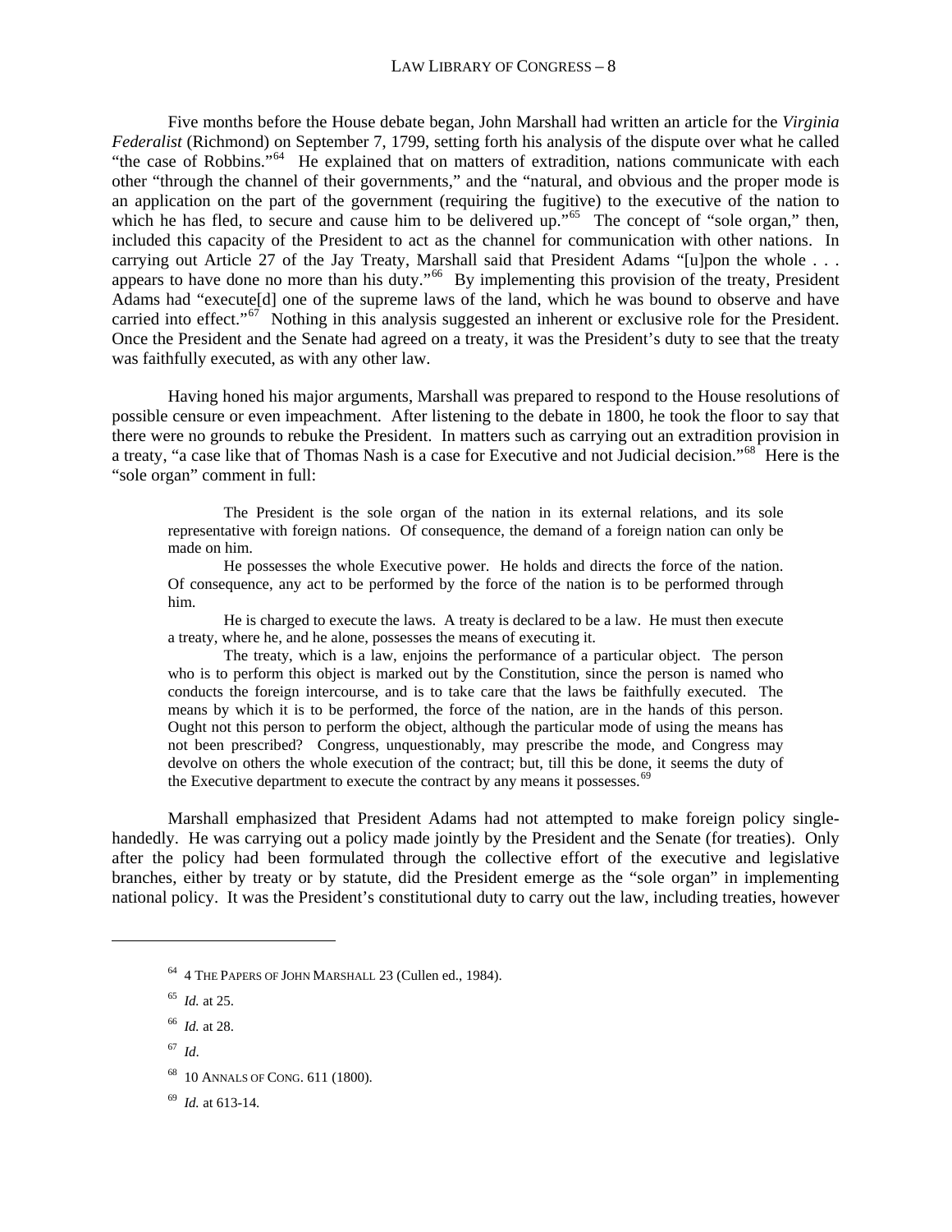Five months before the House debate began, John Marshall had written an article for the *Virginia Federalist* (Richmond) on September 7, 1799, setting forth his analysis of the dispute over what he called "the case of Robbins."[64] He explained that on matters of extradition, nations communicate with each other "through the channel of their governments," and the "natural, and obvious and the proper mode is an application on the part of the government (requiring the fugitive) to the executive of the nation to which he has fled, to secure and cause him to be delivered up."[65] The concept of "sole organ," then, included this capacity of the President to act as the channel for communication with other nations. In carrying out Article 27 of the Jay Treaty, Marshall said that President Adams "[u]pon the whole . . . appears to have done no more than his duty."[66] By implementing this provision of the treaty, President Adams had "execute[d] one of the supreme laws of the land, which he was bound to observe and have carried into effect."[67] Nothing in this analysis suggested an inherent or exclusive role for the President. Once the President and the Senate had agreed on a treaty, it was the President's duty to see that the treaty was faithfully executed, as with any other law.

Having honed his major arguments, Marshall was prepared to respond to the House resolutions of possible censure or even impeachment. After listening to the debate in 1800, he took the floor to say that there were no grounds to rebuke the President. In matters such as carrying out an extradition provision in a treaty, "a case like that of Thomas Nash is a case for Executive and not Judicial decision."[68] Here is the "sole organ" comment in full:

> The President is the sole organ of the nation in its external relations, and its sole representative with foreign nations. Of consequence, the demand of a foreign nation can only be made on him.
>
> He possesses the whole Executive power. He holds and directs the force of the nation. Of consequence, any act to be performed by the force of the nation is to be performed through him.
>
> He is charged to execute the laws. A treaty is declared to be a law. He must then execute a treaty, where he, and he alone, possesses the means of executing it.
>
> The treaty, which is a law, enjoins the performance of a particular object. The person who is to perform this object is marked out by the Constitution, since the person is named who conducts the foreign intercourse, and is to take care that the laws be faithfully executed. The means by which it is to be performed, the force of the nation, are in the hands of this person. Ought not this person to perform the object, although the particular mode of using the means has not been prescribed? Congress, unquestionably, may prescribe the mode, and Congress may devolve on others the whole execution of the contract; but, till this be done, it seems the duty of the Executive department to execute the contract by any means it possesses.[69]

Marshall emphasized that President Adams had not attempted to make foreign policy single-handedly. He was carrying out a policy made jointly by the President and the Senate (for treaties). Only after the policy had been formulated through the collective effort of the executive and legislative branches, either by treaty or by statute, did the President emerge as the "sole organ" in implementing national policy. It was the President's constitutional duty to carry out the law, including treaties, however

---

[64] 4 THE PAPERS OF JOHN MARSHALL 23 (Cullen ed., 1984).

[65] *Id.* at 25.

[66] *Id.* at 28.

[67] *Id.*

[68] 10 ANNALS OF CONG. 611 (1800).

[69] *Id.* at 613-14.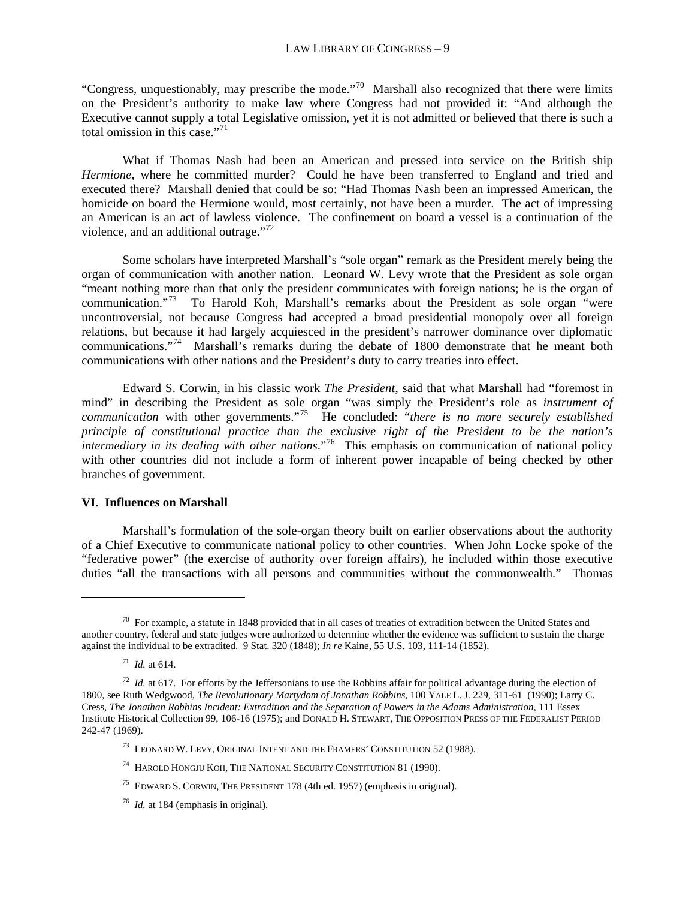"Congress, unquestionably, may prescribe the mode."[70] Marshall also recognized that there were limits on the President's authority to make law where Congress had not provided it: "And although the Executive cannot supply a total Legislative omission, yet it is not admitted or believed that there is such a total omission in this case."[71]

What if Thomas Nash had been an American and pressed into service on the British ship *Hermione*, where he committed murder? Could he have been transferred to England and tried and executed there? Marshall denied that could be so: "Had Thomas Nash been an impressed American, the homicide on board the Hermione would, most certainly, not have been a murder. The act of impressing an American is an act of lawless violence. The confinement on board a vessel is a continuation of the violence, and an additional outrage."[72]

Some scholars have interpreted Marshall's "sole organ" remark as the President merely being the organ of communication with another nation. Leonard W. Levy wrote that the President as sole organ "meant nothing more than that only the president communicates with foreign nations; he is the organ of communication."[73] To Harold Koh, Marshall's remarks about the President as sole organ "were uncontroversial, not because Congress had accepted a broad presidential monopoly over all foreign relations, but because it had largely acquiesced in the president's narrower dominance over diplomatic communications."[74] Marshall's remarks during the debate of 1800 demonstrate that he meant both communications with other nations and the President's duty to carry treaties into effect.

Edward S. Corwin, in his classic work *The President*, said that what Marshall had "foremost in mind" in describing the President as sole organ "was simply the President's role as *instrument of communication* with other governments."[75] He concluded: "*there is no more securely established principle of constitutional practice than the exclusive right of the President to be the nation's intermediary in its dealing with other nations*."[76] This emphasis on communication of national policy with other countries did not include a form of inherent power incapable of being checked by other branches of government.

## VI. Influences on Marshall

Marshall's formulation of the sole-organ theory built on earlier observations about the authority of a Chief Executive to communicate national policy to other countries. When John Locke spoke of the "federative power" (the exercise of authority over foreign affairs), he included within those executive duties "all the transactions with all persons and communities without the commonwealth." Thomas

---

[70] For example, a statute in 1848 provided that in all cases of treaties of extradition between the United States and another country, federal and state judges were authorized to determine whether the evidence was sufficient to sustain the charge against the individual to be extradited. 9 Stat. 320 (1848); *In re* Kaine, 55 U.S. 103, 111-14 (1852).

[71] *Id.* at 614.

[72] *Id.* at 617. For efforts by the Jeffersonians to use the Robbins affair for political advantage during the election of 1800, see Ruth Wedgwood, *The Revolutionary Martydom of Jonathan Robbins*, 100 YALE L. J. 229, 311-61 (1990); Larry C. Cress, *The Jonathan Robbins Incident: Extradition and the Separation of Powers in the Adams Administration*, 111 Essex Institute Historical Collection 99, 106-16 (1975); and DONALD H. STEWART, THE OPPOSITION PRESS OF THE FEDERALIST PERIOD 242-47 (1969).

[73] LEONARD W. LEVY, ORIGINAL INTENT AND THE FRAMERS' CONSTITUTION 52 (1988).

[74] HAROLD HONGJU KOH, THE NATIONAL SECURITY CONSTITUTION 81 (1990).

[75] EDWARD S. CORWIN, THE PRESIDENT 178 (4th ed. 1957) (emphasis in original).

[76] *Id.* at 184 (emphasis in original).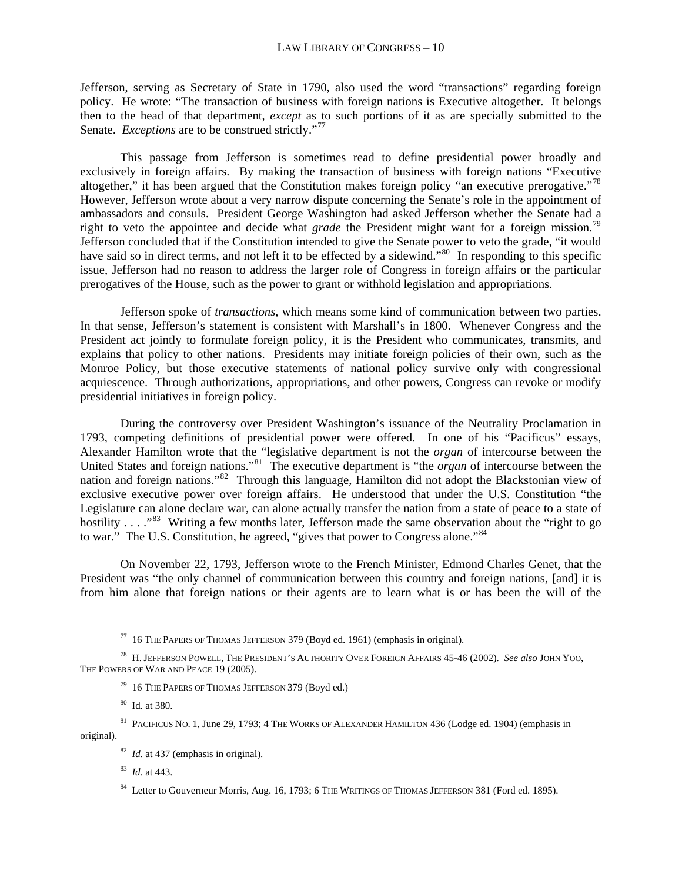Jefferson, serving as Secretary of State in 1790, also used the word "transactions" regarding foreign policy. He wrote: "The transaction of business with foreign nations is Executive altogether. It belongs then to the head of that department, *except* as to such portions of it as are specially submitted to the Senate. *Exceptions* are to be construed strictly."[77]

This passage from Jefferson is sometimes read to define presidential power broadly and exclusively in foreign affairs. By making the transaction of business with foreign nations "Executive altogether," it has been argued that the Constitution makes foreign policy "an executive prerogative."[78] However, Jefferson wrote about a very narrow dispute concerning the Senate's role in the appointment of ambassadors and consuls. President George Washington had asked Jefferson whether the Senate had a right to veto the appointee and decide what *grade* the President might want for a foreign mission.[79] Jefferson concluded that if the Constitution intended to give the Senate power to veto the grade, "it would have said so in direct terms, and not left it to be effected by a sidewind."[80] In responding to this specific issue, Jefferson had no reason to address the larger role of Congress in foreign affairs or the particular prerogatives of the House, such as the power to grant or withhold legislation and appropriations.

Jefferson spoke of *transactions*, which means some kind of communication between two parties. In that sense, Jefferson's statement is consistent with Marshall's in 1800. Whenever Congress and the President act jointly to formulate foreign policy, it is the President who communicates, transmits, and explains that policy to other nations. Presidents may initiate foreign policies of their own, such as the Monroe Policy, but those executive statements of national policy survive only with congressional acquiescence. Through authorizations, appropriations, and other powers, Congress can revoke or modify presidential initiatives in foreign policy.

During the controversy over President Washington's issuance of the Neutrality Proclamation in 1793, competing definitions of presidential power were offered. In one of his "Pacificus" essays, Alexander Hamilton wrote that the "legislative department is not the *organ* of intercourse between the United States and foreign nations."[81] The executive department is "the *organ* of intercourse between the nation and foreign nations."[82] Through this language, Hamilton did not adopt the Blackstonian view of exclusive executive power over foreign affairs. He understood that under the U.S. Constitution "the Legislature can alone declare war, can alone actually transfer the nation from a state of peace to a state of hostility . . . ."[83] Writing a few months later, Jefferson made the same observation about the "right to go to war." The U.S. Constitution, he agreed, "gives that power to Congress alone."[84]

On November 22, 1793, Jefferson wrote to the French Minister, Edmond Charles Genet, that the President was "the only channel of communication between this country and foreign nations, [and] it is from him alone that foreign nations or their agents are to learn what is or has been the will of the

---

[77] 16 THE PAPERS OF THOMAS JEFFERSON 379 (Boyd ed. 1961) (emphasis in original).

[78] H. JEFFERSON POWELL, THE PRESIDENT'S AUTHORITY OVER FOREIGN AFFAIRS 45-46 (2002). *See also* JOHN YOO, THE POWERS OF WAR AND PEACE 19 (2005).

[79] 16 THE PAPERS OF THOMAS JEFFERSON 379 (Boyd ed.)

[80] Id. at 380.

[81] PACIFICUS NO. 1, June 29, 1793; 4 THE WORKS OF ALEXANDER HAMILTON 436 (Lodge ed. 1904) (emphasis in original).

[82] *Id.* at 437 (emphasis in original).

[83] *Id.* at 443.

[84] Letter to Gouverneur Morris, Aug. 16, 1793; 6 THE WRITINGS OF THOMAS JEFFERSON 381 (Ford ed. 1895).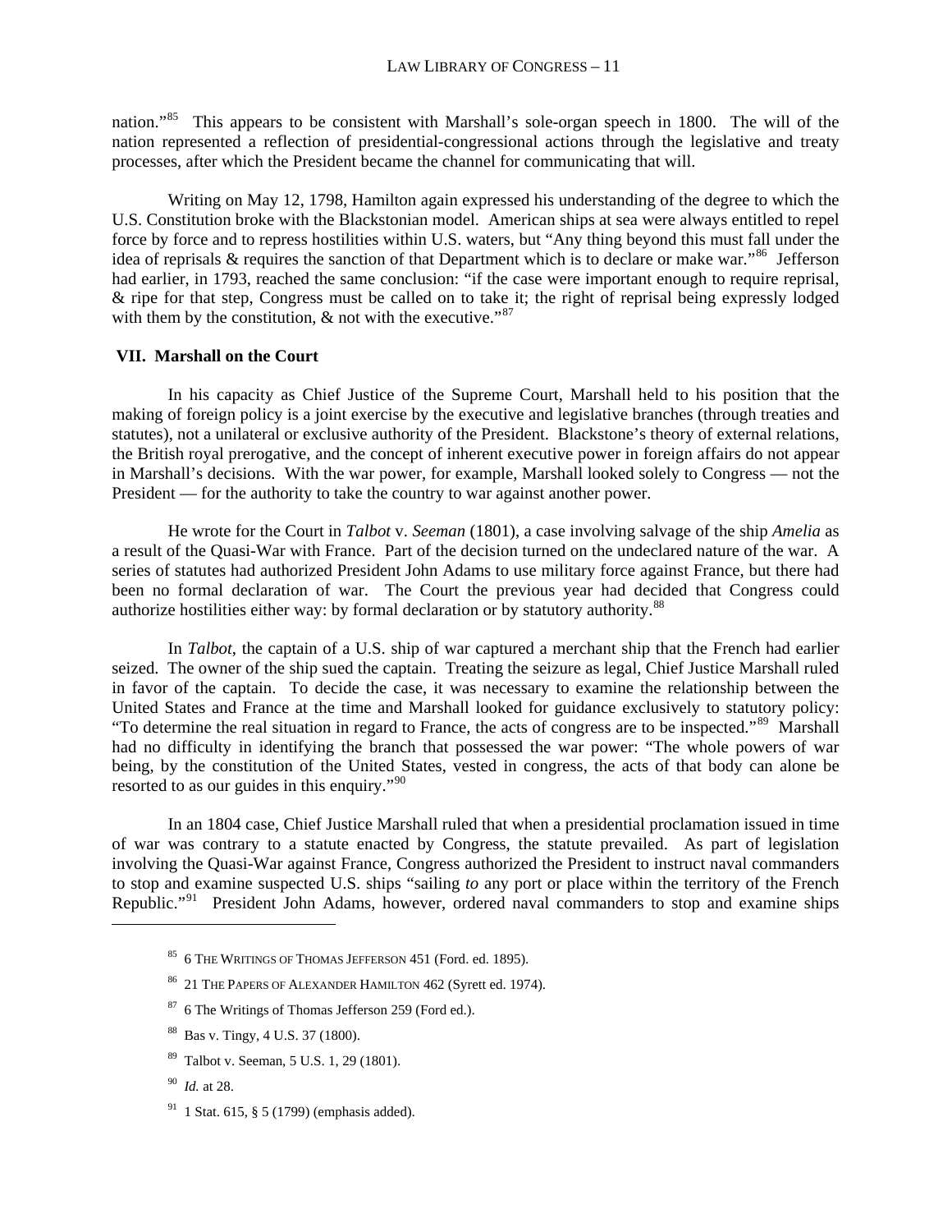nation."[85] This appears to be consistent with Marshall's sole-organ speech in 1800. The will of the nation represented a reflection of presidential-congressional actions through the legislative and treaty processes, after which the President became the channel for communicating that will.

Writing on May 12, 1798, Hamilton again expressed his understanding of the degree to which the U.S. Constitution broke with the Blackstonian model. American ships at sea were always entitled to repel force by force and to repress hostilities within U.S. waters, but "Any thing beyond this must fall under the idea of reprisals & requires the sanction of that Department which is to declare or make war."[86] Jefferson had earlier, in 1793, reached the same conclusion: "if the case were important enough to require reprisal, & ripe for that step, Congress must be called on to take it; the right of reprisal being expressly lodged with them by the constitution, & not with the executive."[87]

## VII. Marshall on the Court

In his capacity as Chief Justice of the Supreme Court, Marshall held to his position that the making of foreign policy is a joint exercise by the executive and legislative branches (through treaties and statutes), not a unilateral or exclusive authority of the President. Blackstone's theory of external relations, the British royal prerogative, and the concept of inherent executive power in foreign affairs do not appear in Marshall's decisions. With the war power, for example, Marshall looked solely to Congress — not the President — for the authority to take the country to war against another power.

He wrote for the Court in *Talbot* v. *Seeman* (1801), a case involving salvage of the ship *Amelia* as a result of the Quasi-War with France. Part of the decision turned on the undeclared nature of the war. A series of statutes had authorized President John Adams to use military force against France, but there had been no formal declaration of war. The Court the previous year had decided that Congress could authorize hostilities either way: by formal declaration or by statutory authority.[88]

In *Talbot*, the captain of a U.S. ship of war captured a merchant ship that the French had earlier seized. The owner of the ship sued the captain. Treating the seizure as legal, Chief Justice Marshall ruled in favor of the captain. To decide the case, it was necessary to examine the relationship between the United States and France at the time and Marshall looked for guidance exclusively to statutory policy: "To determine the real situation in regard to France, the acts of congress are to be inspected."[89] Marshall had no difficulty in identifying the branch that possessed the war power: "The whole powers of war being, by the constitution of the United States, vested in congress, the acts of that body can alone be resorted to as our guides in this enquiry."[90]

In an 1804 case, Chief Justice Marshall ruled that when a presidential proclamation issued in time of war was contrary to a statute enacted by Congress, the statute prevailed. As part of legislation involving the Quasi-War against France, Congress authorized the President to instruct naval commanders to stop and examine suspected U.S. ships "sailing *to* any port or place within the territory of the French Republic."[91] President John Adams, however, ordered naval commanders to stop and examine ships

---

[85] 6 THE WRITINGS OF THOMAS JEFFERSON 451 (Ford. ed. 1895).

[86] 21 THE PAPERS OF ALEXANDER HAMILTON 462 (Syrett ed. 1974).

[87] 6 The Writings of Thomas Jefferson 259 (Ford ed.).

[88] Bas v. Tingy, 4 U.S. 37 (1800).

[89] Talbot v. Seeman, 5 U.S. 1, 29 (1801).

[90] *Id.* at 28.

[91] 1 Stat. 615, § 5 (1799) (emphasis added).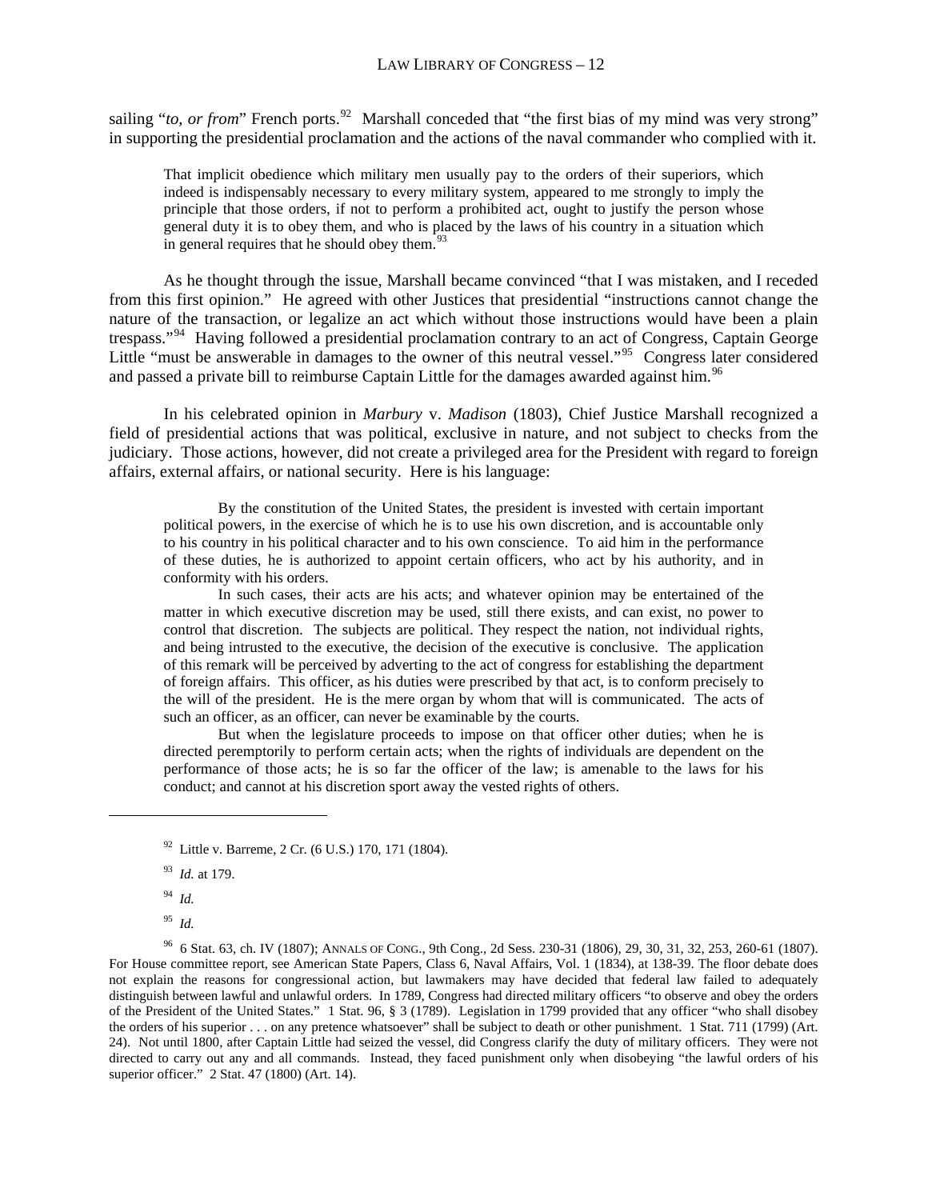sailing "*to, or from*" French ports.[92] Marshall conceded that "the first bias of my mind was very strong" in supporting the presidential proclamation and the actions of the naval commander who complied with it.

> That implicit obedience which military men usually pay to the orders of their superiors, which indeed is indispensably necessary to every military system, appeared to me strongly to imply the principle that those orders, if not to perform a prohibited act, ought to justify the person whose general duty it is to obey them, and who is placed by the laws of his country in a situation which in general requires that he should obey them.[93]

As he thought through the issue, Marshall became convinced "that I was mistaken, and I receded from this first opinion." He agreed with other Justices that presidential "instructions cannot change the nature of the transaction, or legalize an act which without those instructions would have been a plain trespass."[94] Having followed a presidential proclamation contrary to an act of Congress, Captain George Little "must be answerable in damages to the owner of this neutral vessel."[95] Congress later considered and passed a private bill to reimburse Captain Little for the damages awarded against him.[96]

In his celebrated opinion in *Marbury* v. *Madison* (1803), Chief Justice Marshall recognized a field of presidential actions that was political, exclusive in nature, and not subject to checks from the judiciary. Those actions, however, did not create a privileged area for the President with regard to foreign affairs, external affairs, or national security. Here is his language:

> By the constitution of the United States, the president is invested with certain important political powers, in the exercise of which he is to use his own discretion, and is accountable only to his country in his political character and to his own conscience. To aid him in the performance of these duties, he is authorized to appoint certain officers, who act by his authority, and in conformity with his orders.
>
> In such cases, their acts are his acts; and whatever opinion may be entertained of the matter in which executive discretion may be used, still there exists, and can exist, no power to control that discretion. The subjects are political. They respect the nation, not individual rights, and being intrusted to the executive, the decision of the executive is conclusive. The application of this remark will be perceived by adverting to the act of congress for establishing the department of foreign affairs. This officer, as his duties were prescribed by that act, is to conform precisely to the will of the president. He is the mere organ by whom that will is communicated. The acts of such an officer, as an officer, can never be examinable by the courts.
>
> But when the legislature proceeds to impose on that officer other duties; when he is directed peremptorily to perform certain acts; when the rights of individuals are dependent on the performance of those acts; he is so far the officer of the law; is amenable to the laws for his conduct; and cannot at his discretion sport away the vested rights of others.

---

[92] Little v. Barreme, 2 Cr. (6 U.S.) 170, 171 (1804).

[93] *Id.* at 179.

[94] *Id.*

[95] *Id.*

[96] 6 Stat. 63, ch. IV (1807); ANNALS OF CONG., 9th Cong., 2d Sess. 230-31 (1806), 29, 30, 31, 32, 253, 260-61 (1807). For House committee report, see American State Papers, Class 6, Naval Affairs, Vol. 1 (1834), at 138-39. The floor debate does not explain the reasons for congressional action, but lawmakers may have decided that federal law failed to adequately distinguish between lawful and unlawful orders. In 1789, Congress had directed military officers "to observe and obey the orders of the President of the United States." 1 Stat. 96, § 3 (1789). Legislation in 1799 provided that any officer "who shall disobey the orders of his superior . . . on any pretence whatsoever" shall be subject to death or other punishment. 1 Stat. 711 (1799) (Art. 24). Not until 1800, after Captain Little had seized the vessel, did Congress clarify the duty of military officers. They were not directed to carry out any and all commands. Instead, they faced punishment only when disobeying "the lawful orders of his superior officer." 2 Stat. 47 (1800) (Art. 14).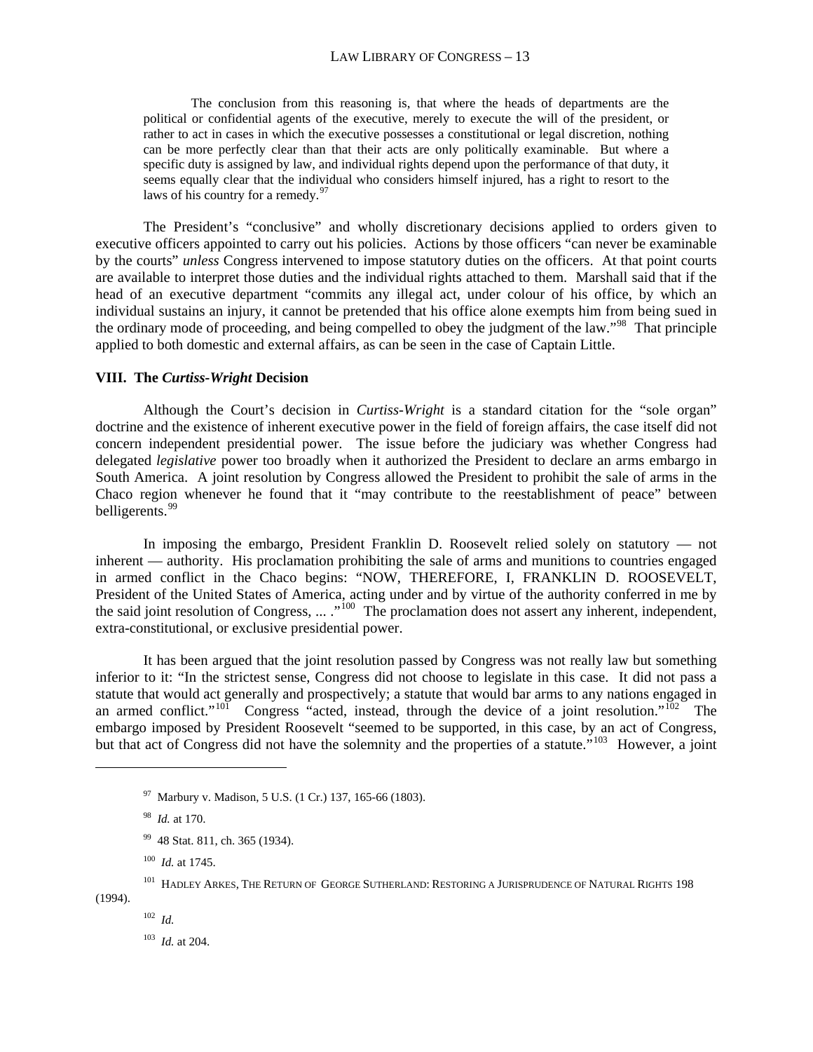> The conclusion from this reasoning is, that where the heads of departments are the political or confidential agents of the executive, merely to execute the will of the president, or rather to act in cases in which the executive possesses a constitutional or legal discretion, nothing can be more perfectly clear than that their acts are only politically examinable. But where a specific duty is assigned by law, and individual rights depend upon the performance of that duty, it seems equally clear that the individual who considers himself injured, has a right to resort to the laws of his country for a remedy.[97]

The President's "conclusive" and wholly discretionary decisions applied to orders given to executive officers appointed to carry out his policies. Actions by those officers "can never be examinable by the courts" *unless* Congress intervened to impose statutory duties on the officers. At that point courts are available to interpret those duties and the individual rights attached to them. Marshall said that if the head of an executive department "commits any illegal act, under colour of his office, by which an individual sustains an injury, it cannot be pretended that his office alone exempts him from being sued in the ordinary mode of proceeding, and being compelled to obey the judgment of the law."[98] That principle applied to both domestic and external affairs, as can be seen in the case of Captain Little.

### VIII. The *Curtiss-Wright* Decision

Although the Court's decision in *Curtiss-Wright* is a standard citation for the "sole organ" doctrine and the existence of inherent executive power in the field of foreign affairs, the case itself did not concern independent presidential power. The issue before the judiciary was whether Congress had delegated *legislative* power too broadly when it authorized the President to declare an arms embargo in South America. A joint resolution by Congress allowed the President to prohibit the sale of arms in the Chaco region whenever he found that it "may contribute to the reestablishment of peace" between belligerents.[99]

In imposing the embargo, President Franklin D. Roosevelt relied solely on statutory — not inherent — authority. His proclamation prohibiting the sale of arms and munitions to countries engaged in armed conflict in the Chaco begins: "NOW, THEREFORE, I, FRANKLIN D. ROOSEVELT, President of the United States of America, acting under and by virtue of the authority conferred in me by the said joint resolution of Congress, ... ."[100] The proclamation does not assert any inherent, independent, extra-constitutional, or exclusive presidential power.

It has been argued that the joint resolution passed by Congress was not really law but something inferior to it: "In the strictest sense, Congress did not choose to legislate in this case. It did not pass a statute that would act generally and prospectively; a statute that would bar arms to any nations engaged in an armed conflict."[101] Congress "acted, instead, through the device of a joint resolution."[102] The embargo imposed by President Roosevelt "seemed to be supported, in this case, by an act of Congress, but that act of Congress did not have the solemnity and the properties of a statute."[103] However, a joint

---

[97] Marbury v. Madison, 5 U.S. (1 Cr.) 137, 165-66 (1803).

[98] *Id.* at 170.

[99] 48 Stat. 811, ch. 365 (1934).

[100] *Id.* at 1745.

[101] Hadley Arkes, The Return of George Sutherland: Restoring a Jurisprudence of Natural Rights 198 (1994).

[102] *Id.*

[103] *Id.* at 204.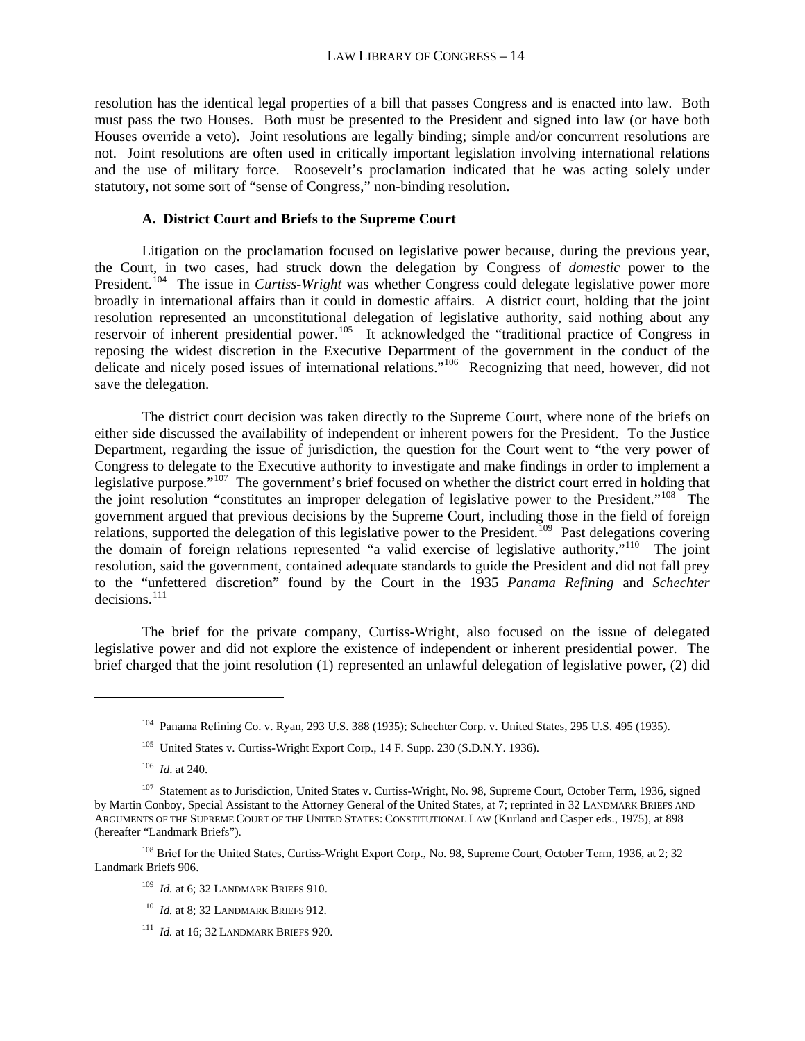resolution has the identical legal properties of a bill that passes Congress and is enacted into law. Both must pass the two Houses. Both must be presented to the President and signed into law (or have both Houses override a veto). Joint resolutions are legally binding; simple and/or concurrent resolutions are not. Joint resolutions are often used in critically important legislation involving international relations and the use of military force. Roosevelt's proclamation indicated that he was acting solely under statutory, not some sort of "sense of Congress," non-binding resolution.

### A. District Court and Briefs to the Supreme Court

Litigation on the proclamation focused on legislative power because, during the previous year, the Court, in two cases, had struck down the delegation by Congress of *domestic* power to the President.[104] The issue in *Curtiss-Wright* was whether Congress could delegate legislative power more broadly in international affairs than it could in domestic affairs. A district court, holding that the joint resolution represented an unconstitutional delegation of legislative authority, said nothing about any reservoir of inherent presidential power.[105] It acknowledged the "traditional practice of Congress in reposing the widest discretion in the Executive Department of the government in the conduct of the delicate and nicely posed issues of international relations."[106] Recognizing that need, however, did not save the delegation.

The district court decision was taken directly to the Supreme Court, where none of the briefs on either side discussed the availability of independent or inherent powers for the President. To the Justice Department, regarding the issue of jurisdiction, the question for the Court went to "the very power of Congress to delegate to the Executive authority to investigate and make findings in order to implement a legislative purpose."[107] The government's brief focused on whether the district court erred in holding that the joint resolution "constitutes an improper delegation of legislative power to the President."[108] The government argued that previous decisions by the Supreme Court, including those in the field of foreign relations, supported the delegation of this legislative power to the President.[109] Past delegations covering the domain of foreign relations represented "a valid exercise of legislative authority."[110] The joint resolution, said the government, contained adequate standards to guide the President and did not fall prey to the "unfettered discretion" found by the Court in the 1935 *Panama Refining* and *Schechter* decisions.[111]

The brief for the private company, Curtiss-Wright, also focused on the issue of delegated legislative power and did not explore the existence of independent or inherent presidential power. The brief charged that the joint resolution (1) represented an unlawful delegation of legislative power, (2) did

---

[104] Panama Refining Co. v. Ryan, 293 U.S. 388 (1935); Schechter Corp. v. United States, 295 U.S. 495 (1935).

[105] United States v. Curtiss-Wright Export Corp., 14 F. Supp. 230 (S.D.N.Y. 1936).

[106] *Id*. at 240.

[107] Statement as to Jurisdiction, United States v. Curtiss-Wright, No. 98, Supreme Court, October Term, 1936, signed by Martin Conboy, Special Assistant to the Attorney General of the United States, at 7; reprinted in 32 LANDMARK BRIEFS AND ARGUMENTS OF THE SUPREME COURT OF THE UNITED STATES: CONSTITUTIONAL LAW (Kurland and Casper eds., 1975), at 898 (hereafter "Landmark Briefs").

[108] Brief for the United States, Curtiss-Wright Export Corp., No. 98, Supreme Court, October Term, 1936, at 2; 32 Landmark Briefs 906.

[109] *Id.* at 6; 32 LANDMARK BRIEFS 910.

[110] *Id.* at 8; 32 LANDMARK BRIEFS 912.

[111] *Id.* at 16; 32 LANDMARK BRIEFS 920.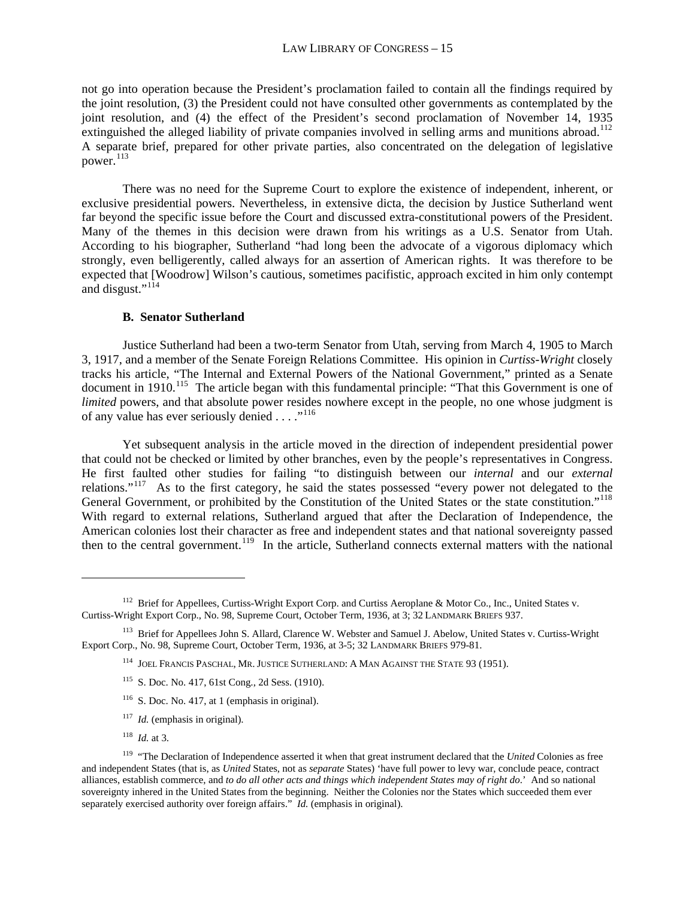not go into operation because the President's proclamation failed to contain all the findings required by the joint resolution, (3) the President could not have consulted other governments as contemplated by the joint resolution, and (4) the effect of the President's second proclamation of November 14, 1935 extinguished the alleged liability of private companies involved in selling arms and munitions abroad.[112] A separate brief, prepared for other private parties, also concentrated on the delegation of legislative power.[113]

There was no need for the Supreme Court to explore the existence of independent, inherent, or exclusive presidential powers. Nevertheless, in extensive dicta, the decision by Justice Sutherland went far beyond the specific issue before the Court and discussed extra-constitutional powers of the President. Many of the themes in this decision were drawn from his writings as a U.S. Senator from Utah. According to his biographer, Sutherland "had long been the advocate of a vigorous diplomacy which strongly, even belligerently, called always for an assertion of American rights. It was therefore to be expected that [Woodrow] Wilson's cautious, sometimes pacifistic, approach excited in him only contempt and disgust."[114]

### B. Senator Sutherland

Justice Sutherland had been a two-term Senator from Utah, serving from March 4, 1905 to March 3, 1917, and a member of the Senate Foreign Relations Committee. His opinion in *Curtiss-Wright* closely tracks his article, "The Internal and External Powers of the National Government," printed as a Senate document in 1910.[115] The article began with this fundamental principle: "That this Government is one of *limited* powers, and that absolute power resides nowhere except in the people, no one whose judgment is of any value has ever seriously denied . . . ."[116]

Yet subsequent analysis in the article moved in the direction of independent presidential power that could not be checked or limited by other branches, even by the people's representatives in Congress. He first faulted other studies for failing "to distinguish between our *internal* and our *external* relations."[117] As to the first category, he said the states possessed "every power not delegated to the General Government, or prohibited by the Constitution of the United States or the state constitution."[118] With regard to external relations, Sutherland argued that after the Declaration of Independence, the American colonies lost their character as free and independent states and that national sovereignty passed then to the central government.[119] In the article, Sutherland connects external matters with the national

---

[112] Brief for Appellees, Curtiss-Wright Export Corp. and Curtiss Aeroplane & Motor Co., Inc., United States v. Curtiss-Wright Export Corp., No. 98, Supreme Court, October Term, 1936, at 3; 32 LANDMARK BRIEFS 937.

[113] Brief for Appellees John S. Allard, Clarence W. Webster and Samuel J. Abelow, United States v. Curtiss-Wright Export Corp., No. 98, Supreme Court, October Term, 1936, at 3-5; 32 LANDMARK BRIEFS 979-81.

[114] JOEL FRANCIS PASCHAL, MR. JUSTICE SUTHERLAND: A MAN AGAINST THE STATE 93 (1951).

[115] S. Doc. No. 417, 61st Cong., 2d Sess. (1910).

[116] S. Doc. No. 417, at 1 (emphasis in original).

[117] *Id.* (emphasis in original).

[118] *Id.* at 3.

[119] "The Declaration of Independence asserted it when that great instrument declared that the *United* Colonies as free and independent States (that is, as *United* States, not as *separate* States) 'have full power to levy war, conclude peace, contract alliances, establish commerce, and *to do all other acts and things which independent States may of right do*.' And so national sovereignty inhered in the United States from the beginning. Neither the Colonies nor the States which succeeded them ever separately exercised authority over foreign affairs." *Id.* (emphasis in original).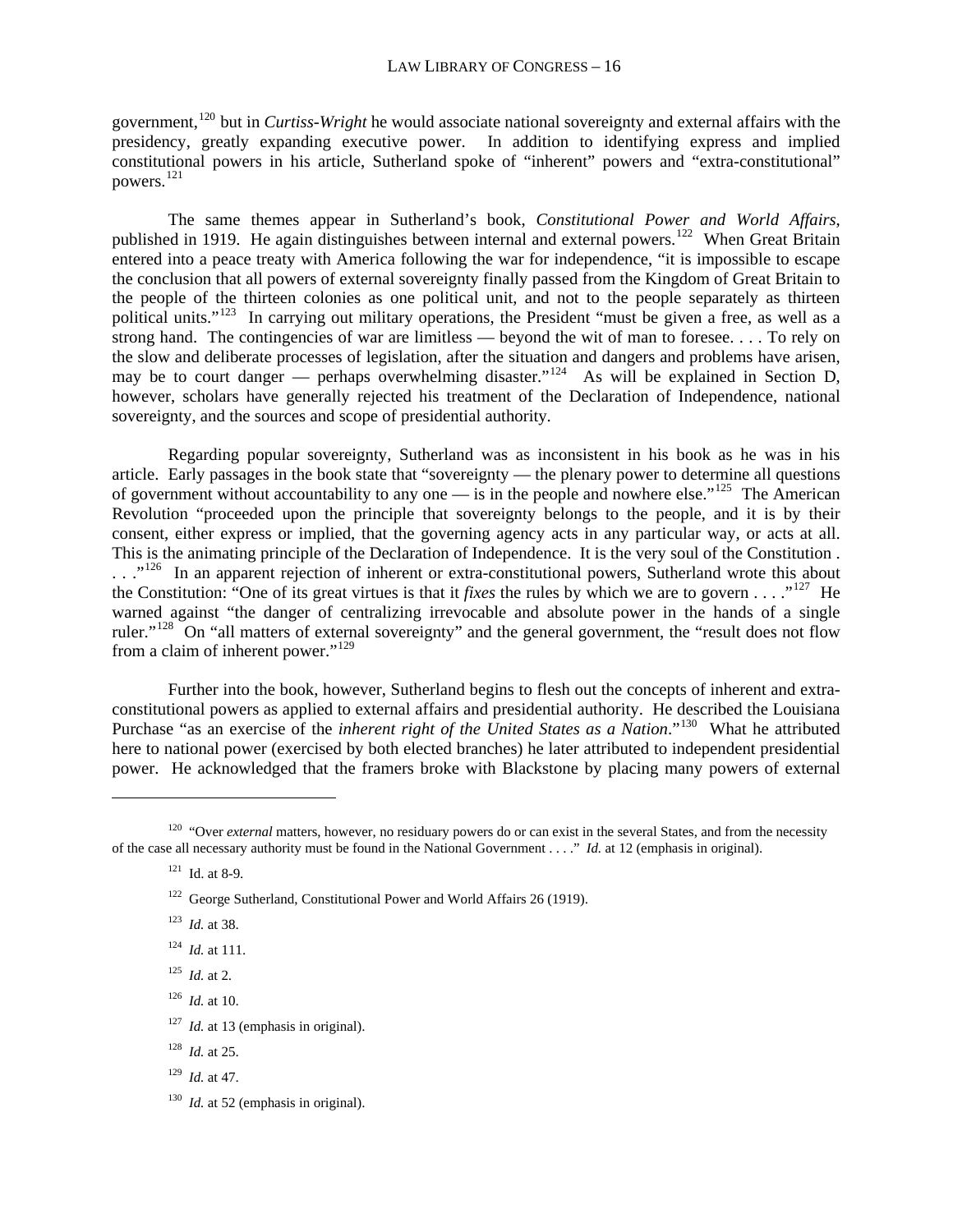government,[120] but in *Curtiss-Wright* he would associate national sovereignty and external affairs with the presidency, greatly expanding executive power. In addition to identifying express and implied constitutional powers in his article, Sutherland spoke of "inherent" powers and "extra-constitutional" powers.[121]

The same themes appear in Sutherland's book, *Constitutional Power and World Affairs*, published in 1919. He again distinguishes between internal and external powers.[122] When Great Britain entered into a peace treaty with America following the war for independence, "it is impossible to escape the conclusion that all powers of external sovereignty finally passed from the Kingdom of Great Britain to the people of the thirteen colonies as one political unit, and not to the people separately as thirteen political units."[123] In carrying out military operations, the President "must be given a free, as well as a strong hand. The contingencies of war are limitless — beyond the wit of man to foresee. . . . To rely on the slow and deliberate processes of legislation, after the situation and dangers and problems have arisen, may be to court danger — perhaps overwhelming disaster."[124] As will be explained in Section D, however, scholars have generally rejected his treatment of the Declaration of Independence, national sovereignty, and the sources and scope of presidential authority.

Regarding popular sovereignty, Sutherland was as inconsistent in his book as he was in his article. Early passages in the book state that "sovereignty — the plenary power to determine all questions of government without accountability to any one — is in the people and nowhere else."[125] The American Revolution "proceeded upon the principle that sovereignty belongs to the people, and it is by their consent, either express or implied, that the governing agency acts in any particular way, or acts at all. This is the animating principle of the Declaration of Independence. It is the very soul of the Constitution . . . ."[126] In an apparent rejection of inherent or extra-constitutional powers, Sutherland wrote this about the Constitution: "One of its great virtues is that it *fixes* the rules by which we are to govern . . . ."[127] He warned against "the danger of centralizing irrevocable and absolute power in the hands of a single ruler."[128] On "all matters of external sovereignty" and the general government, the "result does not flow from a claim of inherent power."[129]

Further into the book, however, Sutherland begins to flesh out the concepts of inherent and extra-constitutional powers as applied to external affairs and presidential authority. He described the Louisiana Purchase "as an exercise of the *inherent right of the United States as a Nation*."[130] What he attributed here to national power (exercised by both elected branches) he later attributed to independent presidential power. He acknowledged that the framers broke with Blackstone by placing many powers of external

---

[120] "Over *external* matters, however, no residuary powers do or can exist in the several States, and from the necessity of the case all necessary authority must be found in the National Government . . . ." *Id.* at 12 (emphasis in original).

[121] Id. at 8-9.

[122] George Sutherland, Constitutional Power and World Affairs 26 (1919).

[123] *Id.* at 38.

[124] *Id.* at 111.

[125] *Id.* at 2.

[126] *Id.* at 10.

[127] *Id.* at 13 (emphasis in original).

[128] *Id.* at 25.

[129] *Id.* at 47.

[130] *Id.* at 52 (emphasis in original).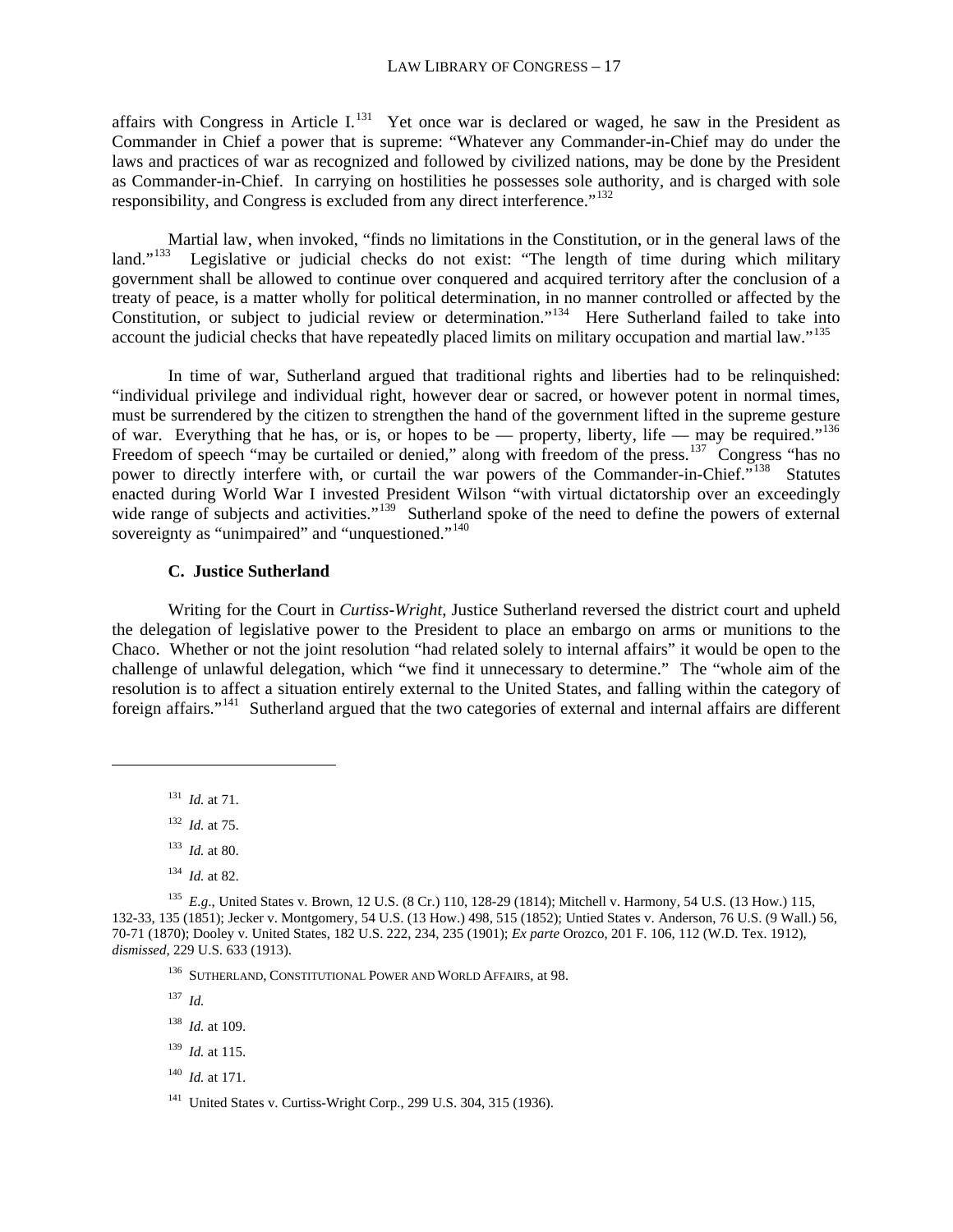affairs with Congress in Article I.[131] Yet once war is declared or waged, he saw in the President as Commander in Chief a power that is supreme: "Whatever any Commander-in-Chief may do under the laws and practices of war as recognized and followed by civilized nations, may be done by the President as Commander-in-Chief. In carrying on hostilities he possesses sole authority, and is charged with sole responsibility, and Congress is excluded from any direct interference."[132]

Martial law, when invoked, "finds no limitations in the Constitution, or in the general laws of the land."[133] Legislative or judicial checks do not exist: "The length of time during which military government shall be allowed to continue over conquered and acquired territory after the conclusion of a treaty of peace, is a matter wholly for political determination, in no manner controlled or affected by the Constitution, or subject to judicial review or determination."[134] Here Sutherland failed to take into account the judicial checks that have repeatedly placed limits on military occupation and martial law."[135]

In time of war, Sutherland argued that traditional rights and liberties had to be relinquished: "individual privilege and individual right, however dear or sacred, or however potent in normal times, must be surrendered by the citizen to strengthen the hand of the government lifted in the supreme gesture of war. Everything that he has, or is, or hopes to be — property, liberty, life — may be required."[136] Freedom of speech "may be curtailed or denied," along with freedom of the press.[137] Congress "has no power to directly interfere with, or curtail the war powers of the Commander-in-Chief."[138] Statutes enacted during World War I invested President Wilson "with virtual dictatorship over an exceedingly wide range of subjects and activities."[139] Sutherland spoke of the need to define the powers of external sovereignty as "unimpaired" and "unquestioned."[140]

### C. Justice Sutherland

Writing for the Court in *Curtiss-Wright*, Justice Sutherland reversed the district court and upheld the delegation of legislative power to the President to place an embargo on arms or munitions to the Chaco. Whether or not the joint resolution "had related solely to internal affairs" it would be open to the challenge of unlawful delegation, which "we find it unnecessary to determine." The "whole aim of the resolution is to affect a situation entirely external to the United States, and falling within the category of foreign affairs."[141] Sutherland argued that the two categories of external and internal affairs are different

---

[131] *Id.* at 71.

[132] *Id.* at 75.

[133] *Id.* at 80.

[134] *Id.* at 82.

[135] *E.g.*, United States v. Brown, 12 U.S. (8 Cr.) 110, 128-29 (1814); Mitchell v. Harmony, 54 U.S. (13 How.) 115, 132-33, 135 (1851); Jecker v. Montgomery, 54 U.S. (13 How.) 498, 515 (1852); Untied States v. Anderson, 76 U.S. (9 Wall.) 56, 70-71 (1870); Dooley v. United States, 182 U.S. 222, 234, 235 (1901); *Ex parte* Orozco, 201 F. 106, 112 (W.D. Tex. 1912), *dismissed*, 229 U.S. 633 (1913).

[136] SUTHERLAND, CONSTITUTIONAL POWER AND WORLD AFFAIRS, at 98.

[137] *Id.*

[138] *Id.* at 109.

[139] *Id.* at 115.

[140] *Id.* at 171.

[141] United States v. Curtiss-Wright Corp., 299 U.S. 304, 315 (1936).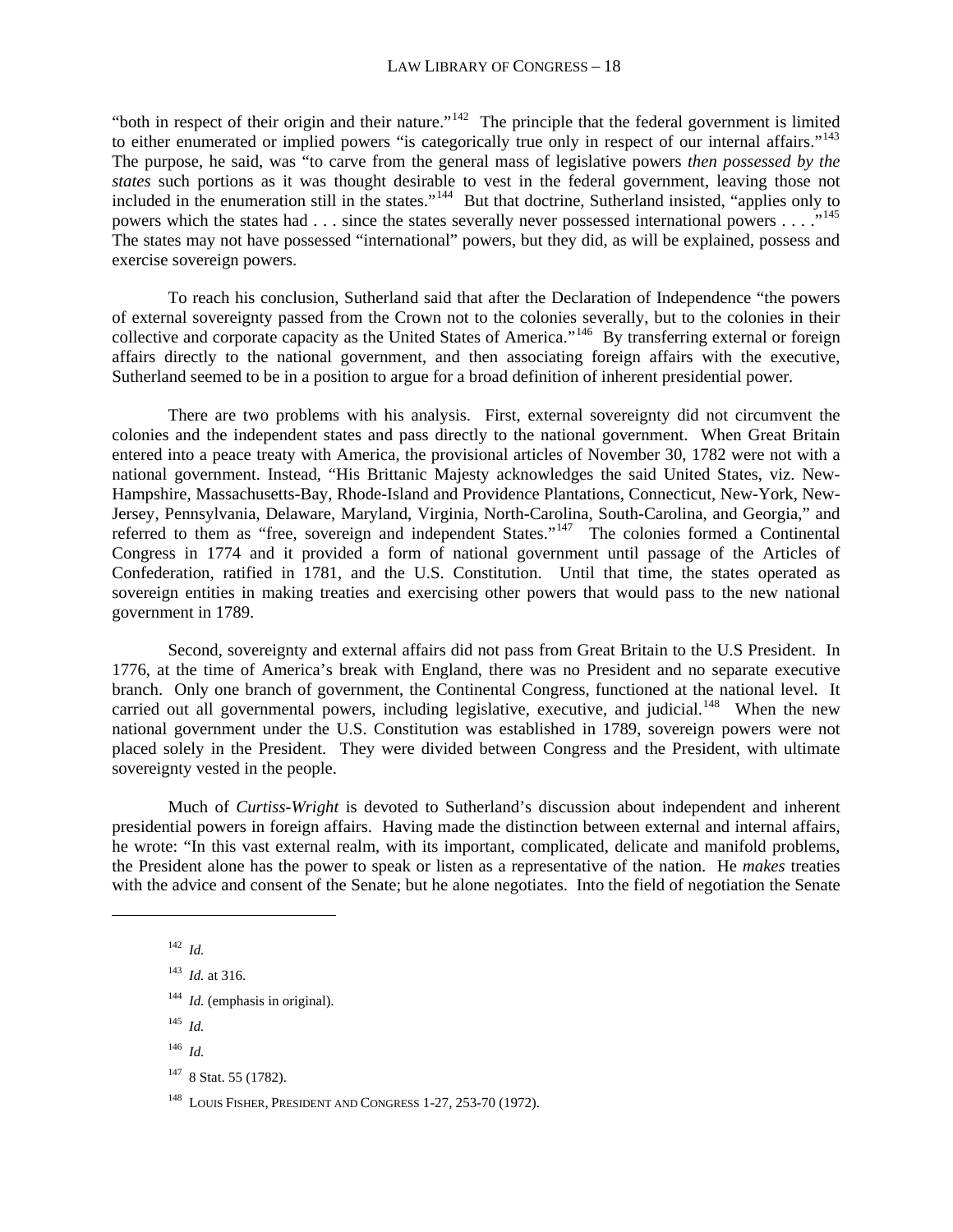"both in respect of their origin and their nature."[142] The principle that the federal government is limited to either enumerated or implied powers "is categorically true only in respect of our internal affairs."[143] The purpose, he said, was "to carve from the general mass of legislative powers *then possessed by the states* such portions as it was thought desirable to vest in the federal government, leaving those not included in the enumeration still in the states."[144] But that doctrine, Sutherland insisted, "applies only to powers which the states had . . . since the states severally never possessed international powers . . . ."[145] The states may not have possessed "international" powers, but they did, as will be explained, possess and exercise sovereign powers.

To reach his conclusion, Sutherland said that after the Declaration of Independence "the powers of external sovereignty passed from the Crown not to the colonies severally, but to the colonies in their collective and corporate capacity as the United States of America."[146] By transferring external or foreign affairs directly to the national government, and then associating foreign affairs with the executive, Sutherland seemed to be in a position to argue for a broad definition of inherent presidential power.

There are two problems with his analysis. First, external sovereignty did not circumvent the colonies and the independent states and pass directly to the national government. When Great Britain entered into a peace treaty with America, the provisional articles of November 30, 1782 were not with a national government. Instead, "His Brittanic Majesty acknowledges the said United States, viz. New-Hampshire, Massachusetts-Bay, Rhode-Island and Providence Plantations, Connecticut, New-York, New-Jersey, Pennsylvania, Delaware, Maryland, Virginia, North-Carolina, South-Carolina, and Georgia," and referred to them as "free, sovereign and independent States."[147] The colonies formed a Continental Congress in 1774 and it provided a form of national government until passage of the Articles of Confederation, ratified in 1781, and the U.S. Constitution. Until that time, the states operated as sovereign entities in making treaties and exercising other powers that would pass to the new national government in 1789.

Second, sovereignty and external affairs did not pass from Great Britain to the U.S President. In 1776, at the time of America's break with England, there was no President and no separate executive branch. Only one branch of government, the Continental Congress, functioned at the national level. It carried out all governmental powers, including legislative, executive, and judicial.[148] When the new national government under the U.S. Constitution was established in 1789, sovereign powers were not placed solely in the President. They were divided between Congress and the President, with ultimate sovereignty vested in the people.

Much of *Curtiss-Wright* is devoted to Sutherland's discussion about independent and inherent presidential powers in foreign affairs. Having made the distinction between external and internal affairs, he wrote: "In this vast external realm, with its important, complicated, delicate and manifold problems, the President alone has the power to speak or listen as a representative of the nation. He *makes* treaties with the advice and consent of the Senate; but he alone negotiates. Into the field of negotiation the Senate

---

[142] *Id.*

[143] *Id.* at 316.

[144] *Id.* (emphasis in original).

[145] *Id.*

[146] *Id.*

[147] 8 Stat. 55 (1782).

[148] LOUIS FISHER, PRESIDENT AND CONGRESS 1-27, 253-70 (1972).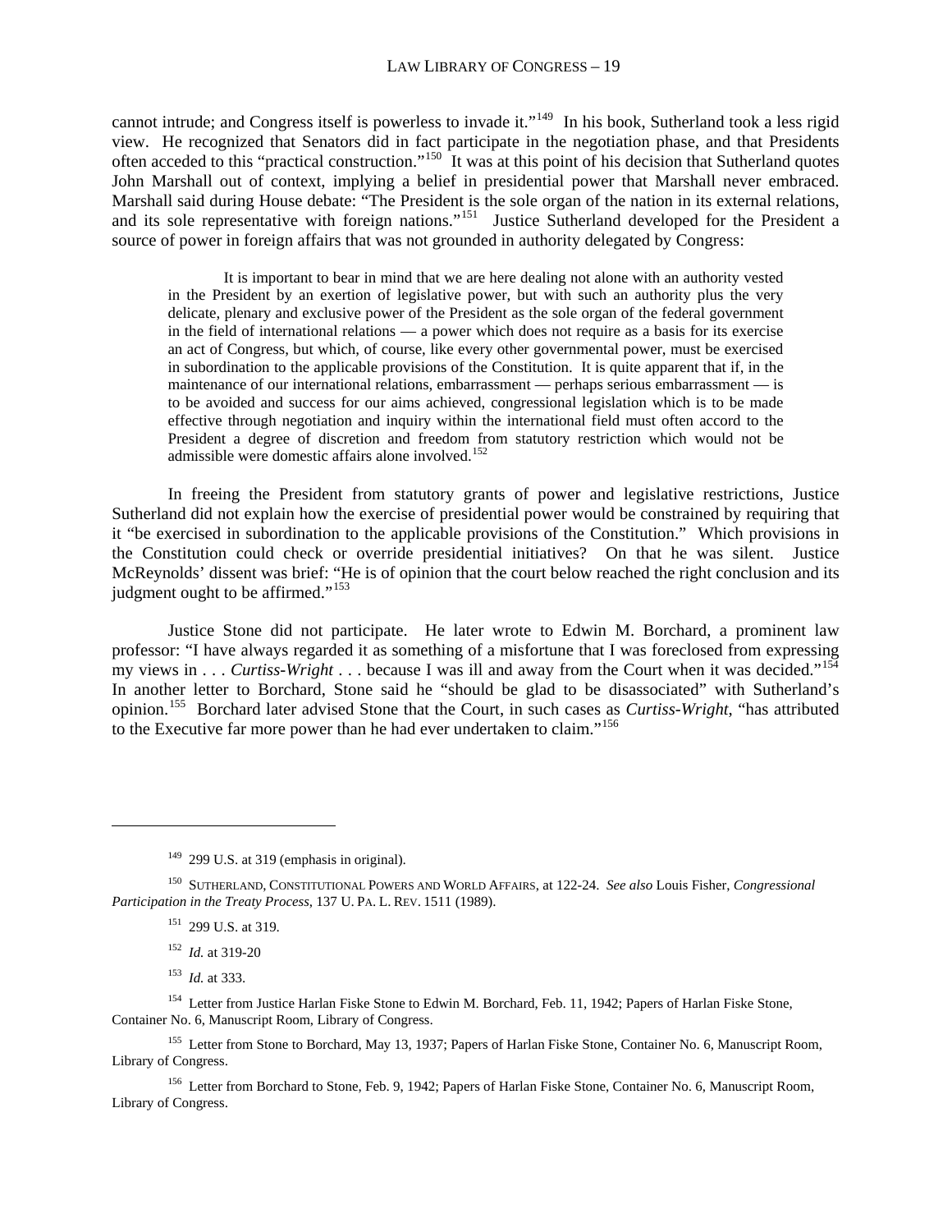cannot intrude; and Congress itself is powerless to invade it."[149] In his book, Sutherland took a less rigid view. He recognized that Senators did in fact participate in the negotiation phase, and that Presidents often acceded to this "practical construction."[150] It was at this point of his decision that Sutherland quotes John Marshall out of context, implying a belief in presidential power that Marshall never embraced. Marshall said during House debate: "The President is the sole organ of the nation in its external relations, and its sole representative with foreign nations."[151] Justice Sutherland developed for the President a source of power in foreign affairs that was not grounded in authority delegated by Congress:

> It is important to bear in mind that we are here dealing not alone with an authority vested in the President by an exertion of legislative power, but with such an authority plus the very delicate, plenary and exclusive power of the President as the sole organ of the federal government in the field of international relations — a power which does not require as a basis for its exercise an act of Congress, but which, of course, like every other governmental power, must be exercised in subordination to the applicable provisions of the Constitution. It is quite apparent that if, in the maintenance of our international relations, embarrassment — perhaps serious embarrassment — is to be avoided and success for our aims achieved, congressional legislation which is to be made effective through negotiation and inquiry within the international field must often accord to the President a degree of discretion and freedom from statutory restriction which would not be admissible were domestic affairs alone involved.[152]

In freeing the President from statutory grants of power and legislative restrictions, Justice Sutherland did not explain how the exercise of presidential power would be constrained by requiring that it "be exercised in subordination to the applicable provisions of the Constitution." Which provisions in the Constitution could check or override presidential initiatives? On that he was silent. Justice McReynolds' dissent was brief: "He is of opinion that the court below reached the right conclusion and its judgment ought to be affirmed."[153]

Justice Stone did not participate. He later wrote to Edwin M. Borchard, a prominent law professor: "I have always regarded it as something of a misfortune that I was foreclosed from expressing my views in . . . *Curtiss-Wright* . . . because I was ill and away from the Court when it was decided."[154] In another letter to Borchard, Stone said he "should be glad to be disassociated" with Sutherland's opinion.[155] Borchard later advised Stone that the Court, in such cases as *Curtiss-Wright*, "has attributed to the Executive far more power than he had ever undertaken to claim."[156]

---

[149] 299 U.S. at 319 (emphasis in original).

[150] SUTHERLAND, CONSTITUTIONAL POWERS AND WORLD AFFAIRS, at 122-24. *See also* Louis Fisher, *Congressional Participation in the Treaty Process*, 137 U. PA. L. REV. 1511 (1989).

[151] 299 U.S. at 319.

[152] *Id.* at 319-20

[153] *Id.* at 333.

[154] Letter from Justice Harlan Fiske Stone to Edwin M. Borchard, Feb. 11, 1942; Papers of Harlan Fiske Stone, Container No. 6, Manuscript Room, Library of Congress.

[155] Letter from Stone to Borchard, May 13, 1937; Papers of Harlan Fiske Stone, Container No. 6, Manuscript Room, Library of Congress.

[156] Letter from Borchard to Stone, Feb. 9, 1942; Papers of Harlan Fiske Stone, Container No. 6, Manuscript Room, Library of Congress.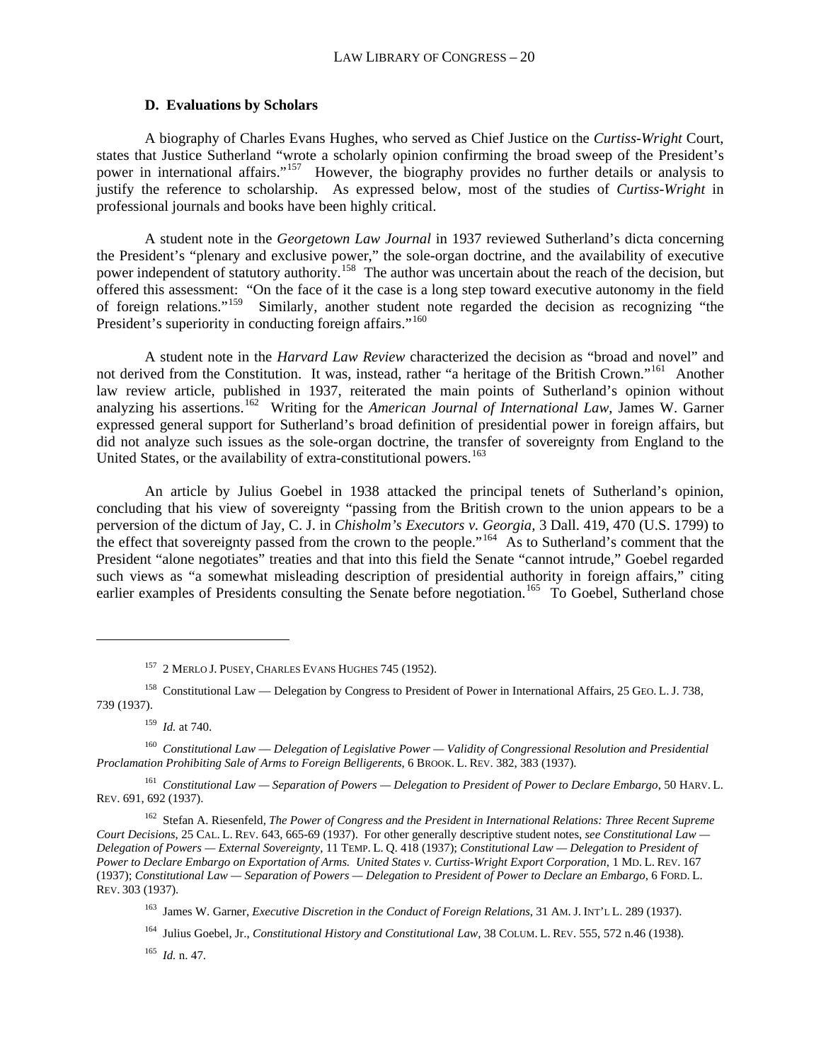### D. Evaluations by Scholars

A biography of Charles Evans Hughes, who served as Chief Justice on the *Curtiss-Wright* Court, states that Justice Sutherland "wrote a scholarly opinion confirming the broad sweep of the President's power in international affairs."[157] However, the biography provides no further details or analysis to justify the reference to scholarship. As expressed below, most of the studies of *Curtiss-Wright* in professional journals and books have been highly critical.

A student note in the *Georgetown Law Journal* in 1937 reviewed Sutherland's dicta concerning the President's "plenary and exclusive power," the sole-organ doctrine, and the availability of executive power independent of statutory authority.[158] The author was uncertain about the reach of the decision, but offered this assessment: "On the face of it the case is a long step toward executive autonomy in the field of foreign relations."[159] Similarly, another student note regarded the decision as recognizing "the President's superiority in conducting foreign affairs."[160]

A student note in the *Harvard Law Review* characterized the decision as "broad and novel" and not derived from the Constitution. It was, instead, rather "a heritage of the British Crown."[161] Another law review article, published in 1937, reiterated the main points of Sutherland's opinion without analyzing his assertions.[162] Writing for the *American Journal of International Law*, James W. Garner expressed general support for Sutherland's broad definition of presidential power in foreign affairs, but did not analyze such issues as the sole-organ doctrine, the transfer of sovereignty from England to the United States, or the availability of extra-constitutional powers.[163]

An article by Julius Goebel in 1938 attacked the principal tenets of Sutherland's opinion, concluding that his view of sovereignty "passing from the British crown to the union appears to be a perversion of the dictum of Jay, C. J. in *Chisholm's Executors v. Georgia*, 3 Dall. 419, 470 (U.S. 1799) to the effect that sovereignty passed from the crown to the people."[164] As to Sutherland's comment that the President "alone negotiates" treaties and that into this field the Senate "cannot intrude," Goebel regarded such views as "a somewhat misleading description of presidential authority in foreign affairs," citing earlier examples of Presidents consulting the Senate before negotiation.[165] To Goebel, Sutherland chose

---

[157] 2 MERLO J. PUSEY, CHARLES EVANS HUGHES 745 (1952).

[158] Constitutional Law — Delegation by Congress to President of Power in International Affairs, 25 GEO. L. J. 738, 739 (1937).

[159] *Id.* at 740.

[160] *Constitutional Law — Delegation of Legislative Power — Validity of Congressional Resolution and Presidential Proclamation Prohibiting Sale of Arms to Foreign Belligerents*, 6 BROOK. L. REV. 382, 383 (1937).

[161] *Constitutional Law — Separation of Powers — Delegation to President of Power to Declare Embargo*, 50 HARV. L. REV. 691, 692 (1937).

[162] Stefan A. Riesenfeld, *The Power of Congress and the President in International Relations: Three Recent Supreme Court Decisions*, 25 CAL. L. REV. 643, 665-69 (1937). For other generally descriptive student notes, *see Constitutional Law — Delegation of Powers — External Sovereignty*, 11 TEMP. L. Q. 418 (1937); *Constitutional Law — Delegation to President of Power to Declare Embargo on Exportation of Arms. United States v. Curtiss-Wright Export Corporation*, 1 MD. L. REV. 167 (1937); *Constitutional Law — Separation of Powers — Delegation to President of Power to Declare an Embargo*, 6 FORD. L. REV. 303 (1937).

[163] James W. Garner, *Executive Discretion in the Conduct of Foreign Relations*, 31 AM. J. INT'L L. 289 (1937).

[164] Julius Goebel, Jr., *Constitutional History and Constitutional Law*, 38 COLUM. L. REV. 555, 572 n.46 (1938).

[165] *Id.* n. 47.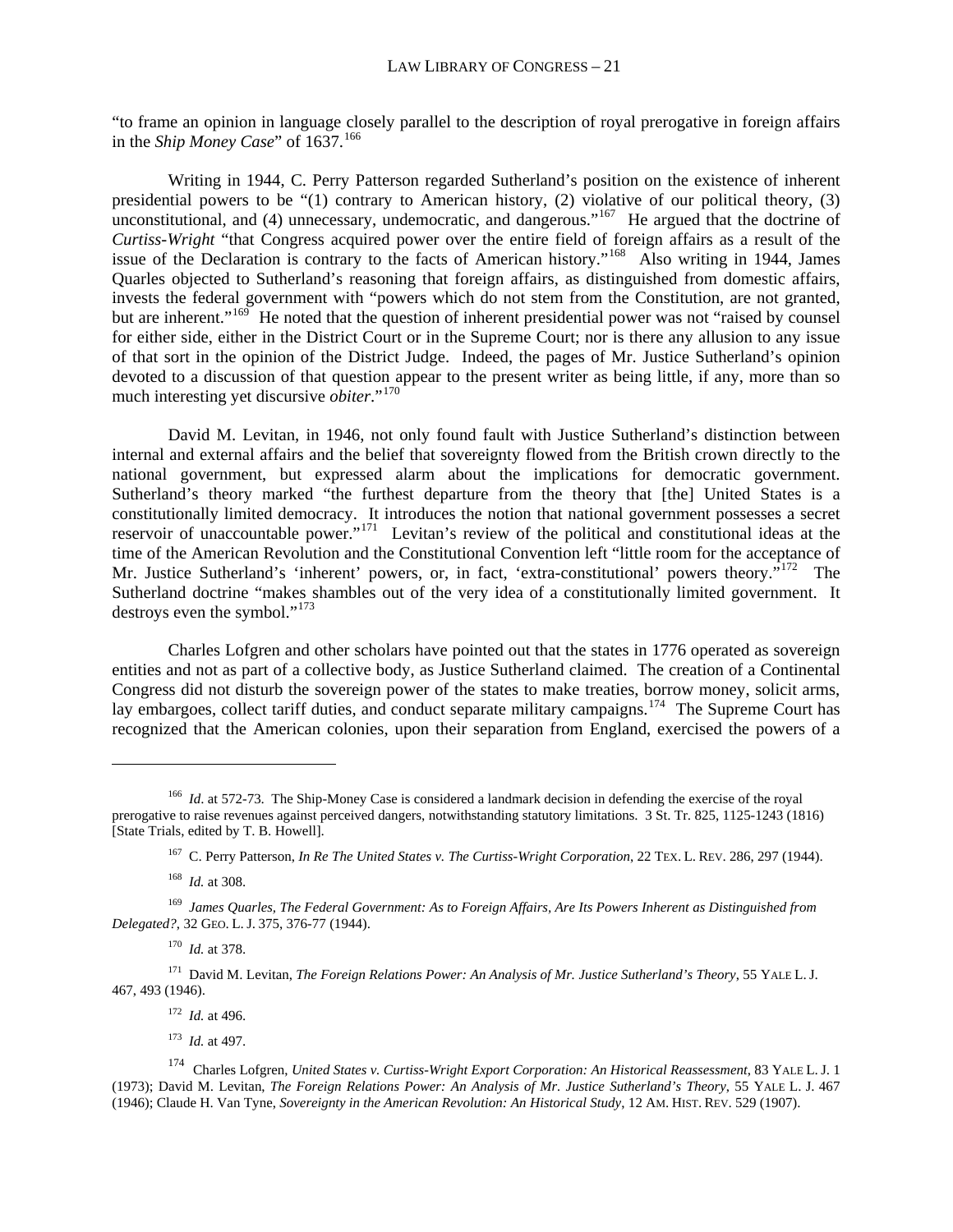"to frame an opinion in language closely parallel to the description of royal prerogative in foreign affairs in the *Ship Money Case*" of 1637.[166]

Writing in 1944, C. Perry Patterson regarded Sutherland's position on the existence of inherent presidential powers to be "(1) contrary to American history, (2) violative of our political theory, (3) unconstitutional, and (4) unnecessary, undemocratic, and dangerous."[167] He argued that the doctrine of *Curtiss-Wright* "that Congress acquired power over the entire field of foreign affairs as a result of the issue of the Declaration is contrary to the facts of American history."[168] Also writing in 1944, James Quarles objected to Sutherland's reasoning that foreign affairs, as distinguished from domestic affairs, invests the federal government with "powers which do not stem from the Constitution, are not granted, but are inherent."[169] He noted that the question of inherent presidential power was not "raised by counsel for either side, either in the District Court or in the Supreme Court; nor is there any allusion to any issue of that sort in the opinion of the District Judge. Indeed, the pages of Mr. Justice Sutherland's opinion devoted to a discussion of that question appear to the present writer as being little, if any, more than so much interesting yet discursive *obiter*."[170]

David M. Levitan, in 1946, not only found fault with Justice Sutherland's distinction between internal and external affairs and the belief that sovereignty flowed from the British crown directly to the national government, but expressed alarm about the implications for democratic government. Sutherland's theory marked "the furthest departure from the theory that [the] United States is a constitutionally limited democracy. It introduces the notion that national government possesses a secret reservoir of unaccountable power."[171] Levitan's review of the political and constitutional ideas at the time of the American Revolution and the Constitutional Convention left "little room for the acceptance of Mr. Justice Sutherland's 'inherent' powers, or, in fact, 'extra-constitutional' powers theory."[172] The Sutherland doctrine "makes shambles out of the very idea of a constitutionally limited government. It destroys even the symbol."[173]

Charles Lofgren and other scholars have pointed out that the states in 1776 operated as sovereign entities and not as part of a collective body, as Justice Sutherland claimed. The creation of a Continental Congress did not disturb the sovereign power of the states to make treaties, borrow money, solicit arms, lay embargoes, collect tariff duties, and conduct separate military campaigns.[174] The Supreme Court has recognized that the American colonies, upon their separation from England, exercised the powers of a

---

[166] *Id*. at 572-73. The Ship-Money Case is considered a landmark decision in defending the exercise of the royal prerogative to raise revenues against perceived dangers, notwithstanding statutory limitations. 3 St. Tr. 825, 1125-1243 (1816) [State Trials, edited by T. B. Howell].

[167] C. Perry Patterson, *In Re The United States v. The Curtiss-Wright Corporation*, 22 TEX. L. REV. 286, 297 (1944).

[168] *Id.* at 308.

[169] *James Quarles, The Federal Government: As to Foreign Affairs, Are Its Powers Inherent as Distinguished from Delegated?*, 32 GEO. L. J. 375, 376-77 (1944).

[170] *Id.* at 378.

[171] David M. Levitan, *The Foreign Relations Power: An Analysis of Mr. Justice Sutherland's Theory*, 55 YALE L. J. 467, 493 (1946).

[172] *Id.* at 496.

[173] *Id.* at 497.

[174] Charles Lofgren, *United States v. Curtiss-Wright Export Corporation: An Historical Reassessment*, 83 YALE L. J. 1 (1973); David M. Levitan, *The Foreign Relations Power: An Analysis of Mr. Justice Sutherland's Theory*, 55 YALE L. J. 467 (1946); Claude H. Van Tyne, *Sovereignty in the American Revolution: An Historical Study*, 12 AM. HIST. REV. 529 (1907).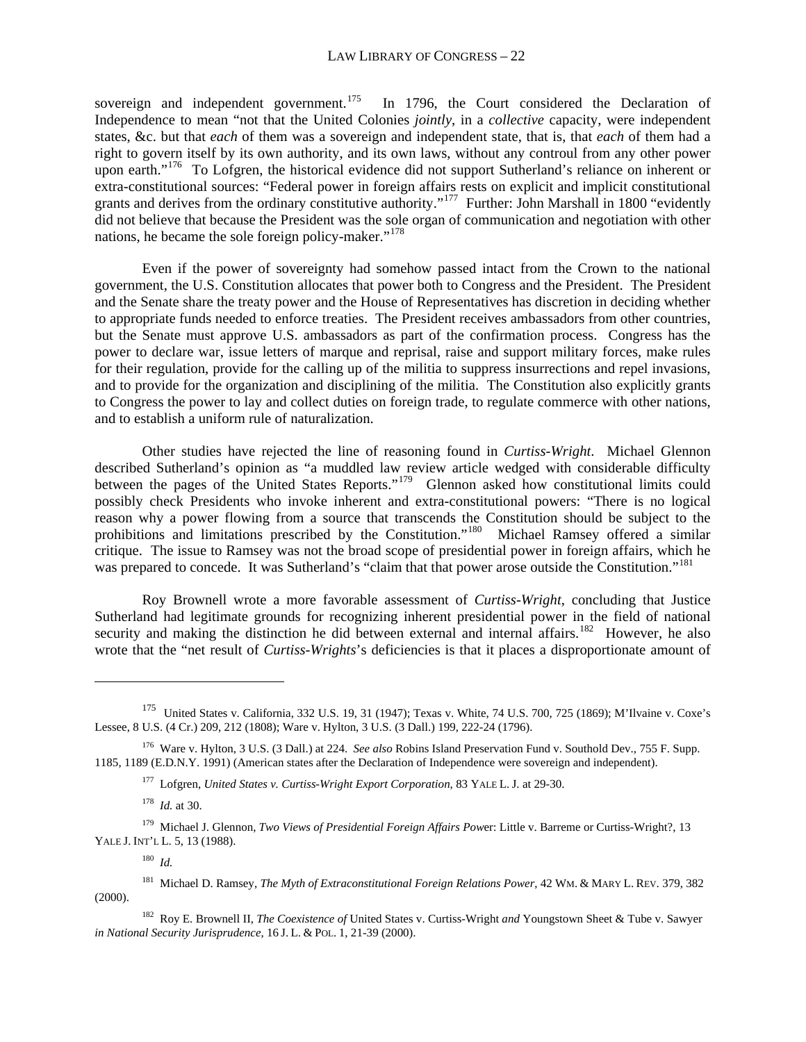sovereign and independent government.[175] In 1796, the Court considered the Declaration of Independence to mean "not that the United Colonies *jointly*, in a *collective* capacity, were independent states, &c. but that *each* of them was a sovereign and independent state, that is, that *each* of them had a right to govern itself by its own authority, and its own laws, without any controul from any other power upon earth."[176] To Lofgren, the historical evidence did not support Sutherland's reliance on inherent or extra-constitutional sources: "Federal power in foreign affairs rests on explicit and implicit constitutional grants and derives from the ordinary constitutive authority."[177] Further: John Marshall in 1800 "evidently did not believe that because the President was the sole organ of communication and negotiation with other nations, he became the sole foreign policy-maker."[178]

Even if the power of sovereignty had somehow passed intact from the Crown to the national government, the U.S. Constitution allocates that power both to Congress and the President. The President and the Senate share the treaty power and the House of Representatives has discretion in deciding whether to appropriate funds needed to enforce treaties. The President receives ambassadors from other countries, but the Senate must approve U.S. ambassadors as part of the confirmation process. Congress has the power to declare war, issue letters of marque and reprisal, raise and support military forces, make rules for their regulation, provide for the calling up of the militia to suppress insurrections and repel invasions, and to provide for the organization and disciplining of the militia. The Constitution also explicitly grants to Congress the power to lay and collect duties on foreign trade, to regulate commerce with other nations, and to establish a uniform rule of naturalization.

Other studies have rejected the line of reasoning found in *Curtiss-Wright*. Michael Glennon described Sutherland's opinion as "a muddled law review article wedged with considerable difficulty between the pages of the United States Reports."[179] Glennon asked how constitutional limits could possibly check Presidents who invoke inherent and extra-constitutional powers: "There is no logical reason why a power flowing from a source that transcends the Constitution should be subject to the prohibitions and limitations prescribed by the Constitution."[180] Michael Ramsey offered a similar critique. The issue to Ramsey was not the broad scope of presidential power in foreign affairs, which he was prepared to concede. It was Sutherland's "claim that that power arose outside the Constitution."[181]

Roy Brownell wrote a more favorable assessment of *Curtiss-Wright*, concluding that Justice Sutherland had legitimate grounds for recognizing inherent presidential power in the field of national security and making the distinction he did between external and internal affairs.[182] However, he also wrote that the "net result of *Curtiss-Wrights*'s deficiencies is that it places a disproportionate amount of

---

[175] United States v. California, 332 U.S. 19, 31 (1947); Texas v. White, 74 U.S. 700, 725 (1869); M'Ilvaine v. Coxe's Lessee, 8 U.S. (4 Cr.) 209, 212 (1808); Ware v. Hylton, 3 U.S. (3 Dall.) 199, 222-24 (1796).

[176] Ware v. Hylton, 3 U.S. (3 Dall.) at 224. *See also* Robins Island Preservation Fund v. Southold Dev., 755 F. Supp. 1185, 1189 (E.D.N.Y. 1991) (American states after the Declaration of Independence were sovereign and independent).

[177] Lofgren, *United States v. Curtiss-Wright Export Corporation*, 83 YALE L. J. at 29-30.

[178] *Id.* at 30.

[179] Michael J. Glennon, *Two Views of Presidential Foreign Affairs Powe*r: Little v. Barreme or Curtiss-Wright?, 13 YALE J. INT'L L. 5, 13 (1988).

[180] *Id.*

[181] Michael D. Ramsey, *The Myth of Extraconstitutional Foreign Relations Power*, 42 WM. & MARY L. REV. 379, 382 (2000).

[182] Roy E. Brownell II, *The Coexistence of* United States v. Curtiss-Wright *and* Youngstown Sheet & Tube v. Sawyer *in National Security Jurisprudence*, 16 J. L. & POL. 1, 21-39 (2000).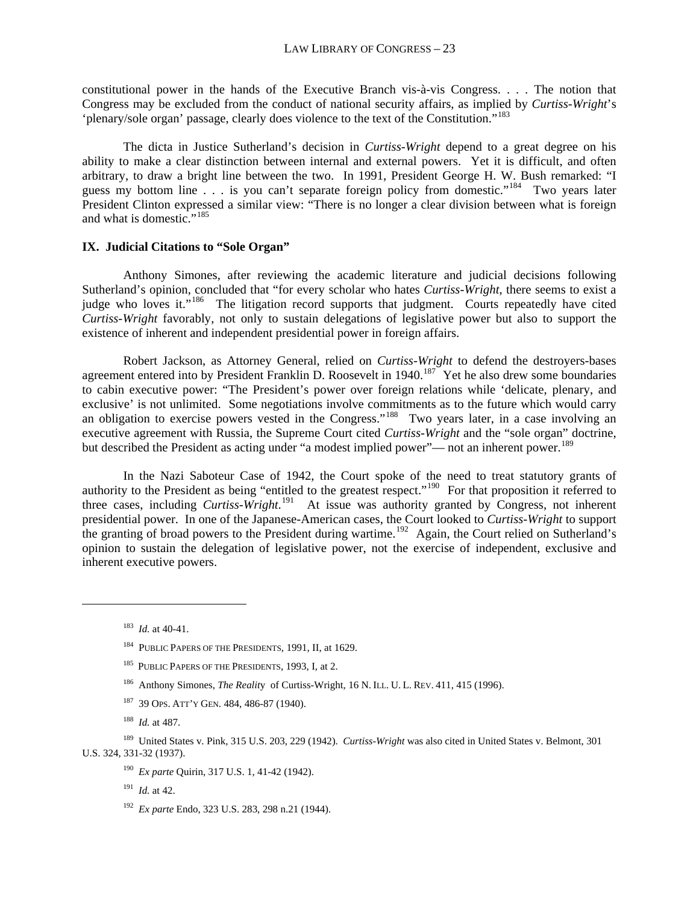constitutional power in the hands of the Executive Branch vis-à-vis Congress. . . . The notion that Congress may be excluded from the conduct of national security affairs, as implied by *Curtiss-Wright*'s 'plenary/sole organ' passage, clearly does violence to the text of the Constitution."[183]

The dicta in Justice Sutherland's decision in *Curtiss-Wright* depend to a great degree on his ability to make a clear distinction between internal and external powers. Yet it is difficult, and often arbitrary, to draw a bright line between the two. In 1991, President George H. W. Bush remarked: "I guess my bottom line . . . is you can't separate foreign policy from domestic."[184] Two years later President Clinton expressed a similar view: "There is no longer a clear division between what is foreign and what is domestic."[185]

## IX. Judicial Citations to "Sole Organ"

Anthony Simones, after reviewing the academic literature and judicial decisions following Sutherland's opinion, concluded that "for every scholar who hates *Curtiss-Wright*, there seems to exist a judge who loves it."[186] The litigation record supports that judgment. Courts repeatedly have cited *Curtiss-Wright* favorably, not only to sustain delegations of legislative power but also to support the existence of inherent and independent presidential power in foreign affairs.

Robert Jackson, as Attorney General, relied on *Curtiss-Wright* to defend the destroyers-bases agreement entered into by President Franklin D. Roosevelt in 1940.[187] Yet he also drew some boundaries to cabin executive power: "The President's power over foreign relations while 'delicate, plenary, and exclusive' is not unlimited. Some negotiations involve commitments as to the future which would carry an obligation to exercise powers vested in the Congress."[188] Two years later, in a case involving an executive agreement with Russia, the Supreme Court cited *Curtiss-Wright* and the "sole organ" doctrine, but described the President as acting under "a modest implied power"— not an inherent power.[189]

In the Nazi Saboteur Case of 1942, the Court spoke of the need to treat statutory grants of authority to the President as being "entitled to the greatest respect."[190] For that proposition it referred to three cases, including *Curtiss-Wright*.[191] At issue was authority granted by Congress, not inherent presidential power. In one of the Japanese-American cases, the Court looked to *Curtiss-Wright* to support the granting of broad powers to the President during wartime.[192] Again, the Court relied on Sutherland's opinion to sustain the delegation of legislative power, not the exercise of independent, exclusive and inherent executive powers.

---

[183] *Id.* at 40-41.

[184] PUBLIC PAPERS OF THE PRESIDENTS, 1991, II, at 1629.

[185] PUBLIC PAPERS OF THE PRESIDENTS, 1993, I, at 2.

[186] Anthony Simones, *The Reality* of Curtiss-Wright, 16 N. ILL. U. L. REV. 411, 415 (1996).

[187] 39 OPS. ATT'Y GEN. 484, 486-87 (1940).

[188] *Id.* at 487.

[189] United States v. Pink, 315 U.S. 203, 229 (1942). *Curtiss-Wright* was also cited in United States v. Belmont, 301 U.S. 324, 331-32 (1937).

[190] *Ex parte* Quirin, 317 U.S. 1, 41-42 (1942).

[191] *Id.* at 42.

[192] *Ex parte* Endo, 323 U.S. 283, 298 n.21 (1944).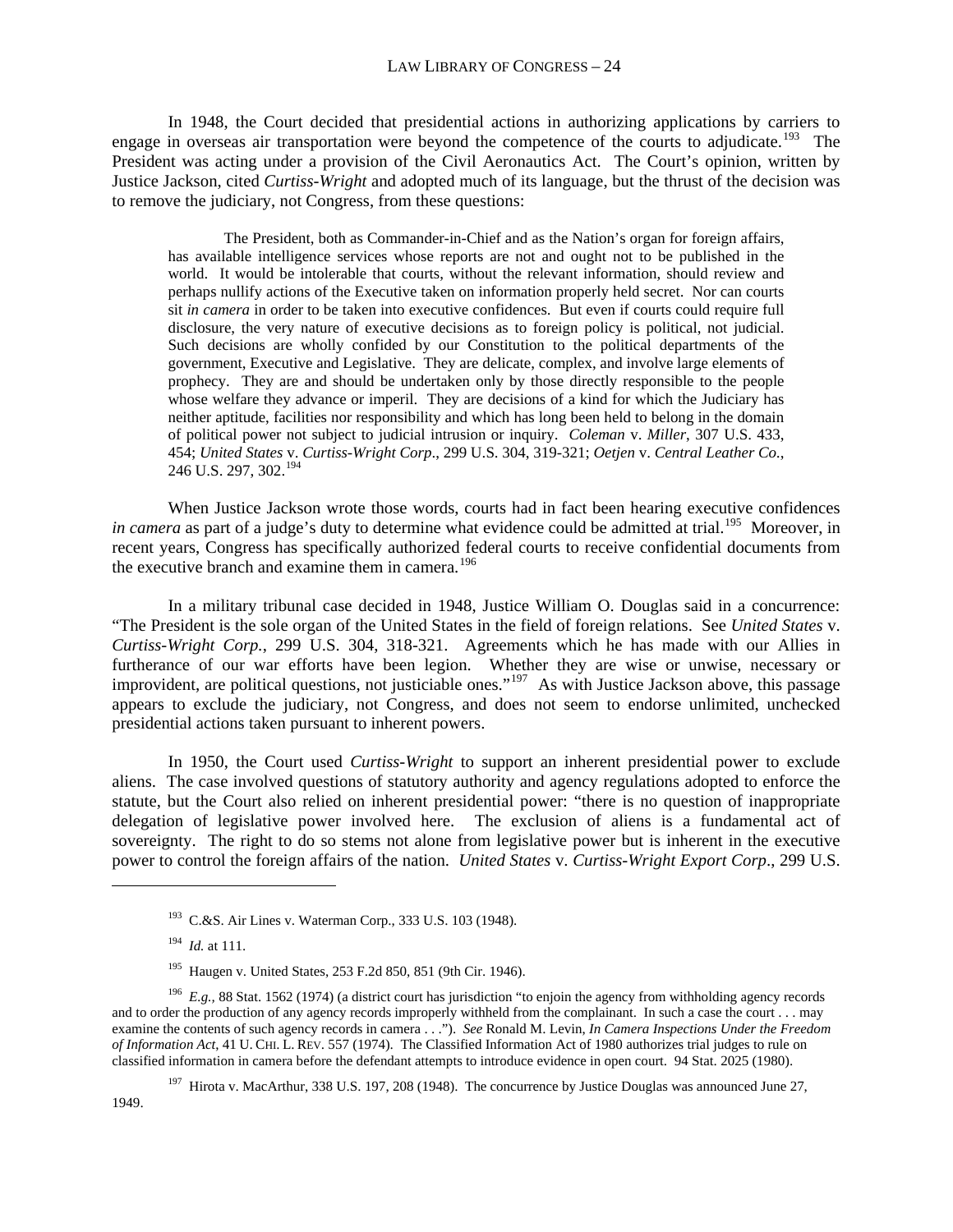In 1948, the Court decided that presidential actions in authorizing applications by carriers to engage in overseas air transportation were beyond the competence of the courts to adjudicate.[193] The President was acting under a provision of the Civil Aeronautics Act. The Court's opinion, written by Justice Jackson, cited *Curtiss-Wright* and adopted much of its language, but the thrust of the decision was to remove the judiciary, not Congress, from these questions:

> The President, both as Commander-in-Chief and as the Nation's organ for foreign affairs, has available intelligence services whose reports are not and ought not to be published in the world. It would be intolerable that courts, without the relevant information, should review and perhaps nullify actions of the Executive taken on information properly held secret. Nor can courts sit *in camera* in order to be taken into executive confidences. But even if courts could require full disclosure, the very nature of executive decisions as to foreign policy is political, not judicial. Such decisions are wholly confided by our Constitution to the political departments of the government, Executive and Legislative. They are delicate, complex, and involve large elements of prophecy. They are and should be undertaken only by those directly responsible to the people whose welfare they advance or imperil. They are decisions of a kind for which the Judiciary has neither aptitude, facilities nor responsibility and which has long been held to belong in the domain of political power not subject to judicial intrusion or inquiry. *Coleman* v. *Miller*, 307 U.S. 433, 454; *United States* v. *Curtiss-Wright Corp*., 299 U.S. 304, 319-321; *Oetjen* v. *Central Leather Co*., 246 U.S. 297, 302.[194]

When Justice Jackson wrote those words, courts had in fact been hearing executive confidences *in camera* as part of a judge's duty to determine what evidence could be admitted at trial.[195] Moreover, in recent years, Congress has specifically authorized federal courts to receive confidential documents from the executive branch and examine them in camera.[196]

In a military tribunal case decided in 1948, Justice William O. Douglas said in a concurrence: "The President is the sole organ of the United States in the field of foreign relations. See *United States* v. *Curtiss-Wright Corp.*, 299 U.S. 304, 318-321. Agreements which he has made with our Allies in furtherance of our war efforts have been legion. Whether they are wise or unwise, necessary or improvident, are political questions, not justiciable ones."[197] As with Justice Jackson above, this passage appears to exclude the judiciary, not Congress, and does not seem to endorse unlimited, unchecked presidential actions taken pursuant to inherent powers.

In 1950, the Court used *Curtiss-Wright* to support an inherent presidential power to exclude aliens. The case involved questions of statutory authority and agency regulations adopted to enforce the statute, but the Court also relied on inherent presidential power: "there is no question of inappropriate delegation of legislative power involved here. The exclusion of aliens is a fundamental act of sovereignty. The right to do so stems not alone from legislative power but is inherent in the executive power to control the foreign affairs of the nation. *United States* v. *Curtiss-Wright Export Corp*., 299 U.S.

---

[193] C.&S. Air Lines v. Waterman Corp., 333 U.S. 103 (1948).

[194] *Id.* at 111.

[195] Haugen v. United States, 253 F.2d 850, 851 (9th Cir. 1946).

[196] *E.g.*, 88 Stat. 1562 (1974) (a district court has jurisdiction "to enjoin the agency from withholding agency records and to order the production of any agency records improperly withheld from the complainant. In such a case the court . . . may examine the contents of such agency records in camera . . ."). *See* Ronald M. Levin, *In Camera Inspections Under the Freedom of Information Act*, 41 U. CHI. L. REV. 557 (1974). The Classified Information Act of 1980 authorizes trial judges to rule on classified information in camera before the defendant attempts to introduce evidence in open court. 94 Stat. 2025 (1980).

[197] Hirota v. MacArthur, 338 U.S. 197, 208 (1948). The concurrence by Justice Douglas was announced June 27, 1949.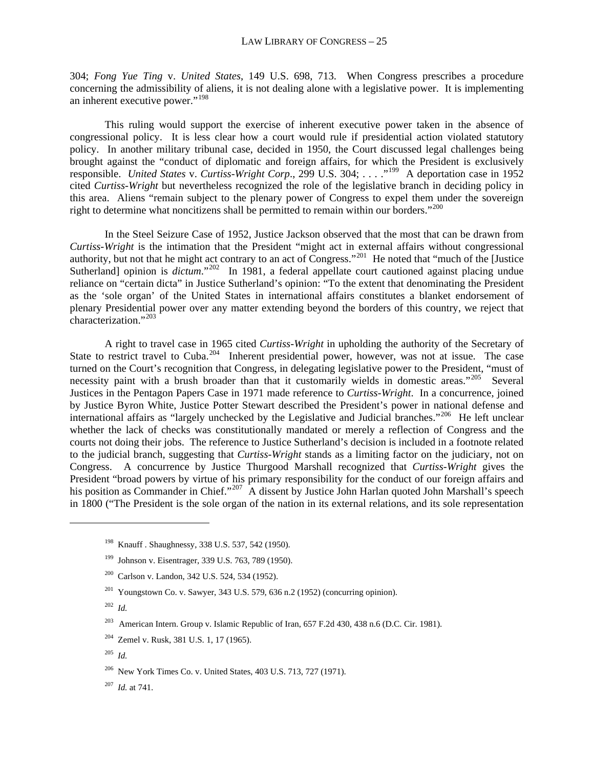304; *Fong Yue Ting* v. *United States*, 149 U.S. 698, 713. When Congress prescribes a procedure concerning the admissibility of aliens, it is not dealing alone with a legislative power. It is implementing an inherent executive power."[198]

This ruling would support the exercise of inherent executive power taken in the absence of congressional policy. It is less clear how a court would rule if presidential action violated statutory policy. In another military tribunal case, decided in 1950, the Court discussed legal challenges being brought against the "conduct of diplomatic and foreign affairs, for which the President is exclusively responsible. *United States* v. *Curtiss-Wright Corp*., 299 U.S. 304; . . . ."[199] A deportation case in 1952 cited *Curtiss-Wright* but nevertheless recognized the role of the legislative branch in deciding policy in this area. Aliens "remain subject to the plenary power of Congress to expel them under the sovereign right to determine what noncitizens shall be permitted to remain within our borders."[200]

In the Steel Seizure Case of 1952, Justice Jackson observed that the most that can be drawn from *Curtiss-Wright* is the intimation that the President "might act in external affairs without congressional authority, but not that he might act contrary to an act of Congress."[201] He noted that "much of the [Justice Sutherland] opinion is *dictum*."[202] In 1981, a federal appellate court cautioned against placing undue reliance on "certain dicta" in Justice Sutherland's opinion: "To the extent that denominating the President as the 'sole organ' of the United States in international affairs constitutes a blanket endorsement of plenary Presidential power over any matter extending beyond the borders of this country, we reject that characterization."[203]

A right to travel case in 1965 cited *Curtiss-Wright* in upholding the authority of the Secretary of State to restrict travel to Cuba.[204] Inherent presidential power, however, was not at issue. The case turned on the Court's recognition that Congress, in delegating legislative power to the President, "must of necessity paint with a brush broader than that it customarily wields in domestic areas."[205] Several Justices in the Pentagon Papers Case in 1971 made reference to *Curtiss-Wright*. In a concurrence, joined by Justice Byron White, Justice Potter Stewart described the President's power in national defense and international affairs as "largely unchecked by the Legislative and Judicial branches."[206] He left unclear whether the lack of checks was constitutionally mandated or merely a reflection of Congress and the courts not doing their jobs. The reference to Justice Sutherland's decision is included in a footnote related to the judicial branch, suggesting that *Curtiss-Wright* stands as a limiting factor on the judiciary, not on Congress. A concurrence by Justice Thurgood Marshall recognized that *Curtiss-Wright* gives the President "broad powers by virtue of his primary responsibility for the conduct of our foreign affairs and his position as Commander in Chief."[207] A dissent by Justice John Harlan quoted John Marshall's speech in 1800 ("The President is the sole organ of the nation in its external relations, and its sole representation

---

[198] Knauff . Shaughnessy, 338 U.S. 537, 542 (1950).

[199] Johnson v. Eisentrager, 339 U.S. 763, 789 (1950).

[200] Carlson v. Landon, 342 U.S. 524, 534 (1952).

[201] Youngstown Co. v. Sawyer, 343 U.S. 579, 636 n.2 (1952) (concurring opinion).

[202] *Id.*

[203] American Intern. Group v. Islamic Republic of Iran, 657 F.2d 430, 438 n.6 (D.C. Cir. 1981).

[204] Zemel v. Rusk, 381 U.S. 1, 17 (1965).

[205] *Id.*

[206] New York Times Co. v. United States, 403 U.S. 713, 727 (1971).

[207] *Id.* at 741.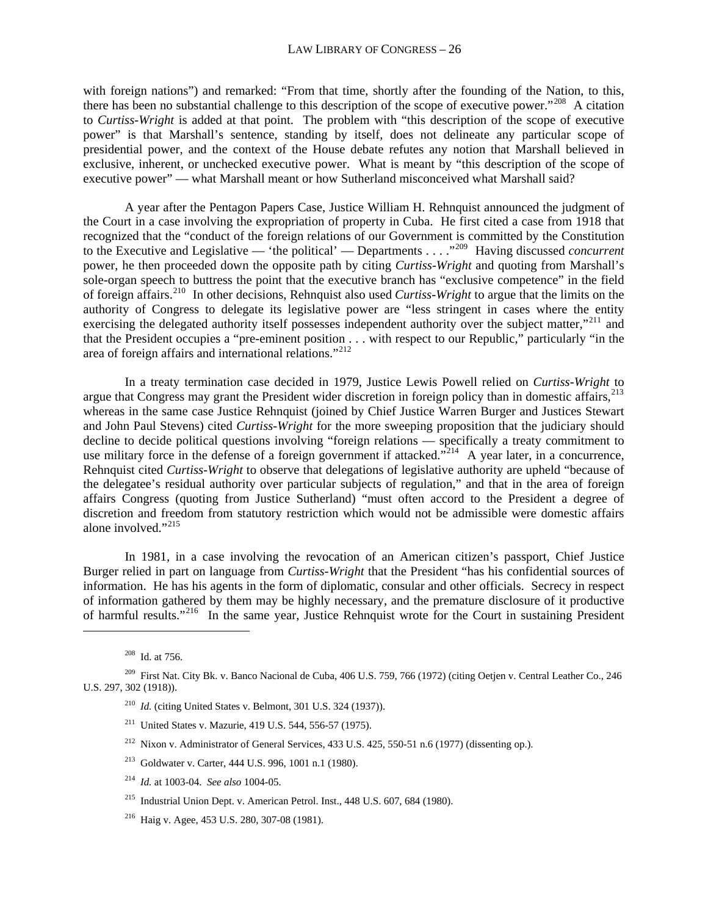with foreign nations") and remarked: "From that time, shortly after the founding of the Nation, to this, there has been no substantial challenge to this description of the scope of executive power."[208] A citation to *Curtiss-Wright* is added at that point. The problem with "this description of the scope of executive power" is that Marshall's sentence, standing by itself, does not delineate any particular scope of presidential power, and the context of the House debate refutes any notion that Marshall believed in exclusive, inherent, or unchecked executive power. What is meant by "this description of the scope of executive power" — what Marshall meant or how Sutherland misconceived what Marshall said?

A year after the Pentagon Papers Case, Justice William H. Rehnquist announced the judgment of the Court in a case involving the expropriation of property in Cuba. He first cited a case from 1918 that recognized that the "conduct of the foreign relations of our Government is committed by the Constitution to the Executive and Legislative — 'the political' — Departments . . . ."[209] Having discussed *concurrent* power, he then proceeded down the opposite path by citing *Curtiss-Wright* and quoting from Marshall's sole-organ speech to buttress the point that the executive branch has "exclusive competence" in the field of foreign affairs.[210] In other decisions, Rehnquist also used *Curtiss-Wright* to argue that the limits on the authority of Congress to delegate its legislative power are "less stringent in cases where the entity exercising the delegated authority itself possesses independent authority over the subject matter,"[211] and that the President occupies a "pre-eminent position . . . with respect to our Republic," particularly "in the area of foreign affairs and international relations."[212]

In a treaty termination case decided in 1979, Justice Lewis Powell relied on *Curtiss-Wright* to argue that Congress may grant the President wider discretion in foreign policy than in domestic affairs,[213] whereas in the same case Justice Rehnquist (joined by Chief Justice Warren Burger and Justices Stewart and John Paul Stevens) cited *Curtiss-Wright* for the more sweeping proposition that the judiciary should decline to decide political questions involving "foreign relations — specifically a treaty commitment to use military force in the defense of a foreign government if attacked."[214] A year later, in a concurrence, Rehnquist cited *Curtiss-Wright* to observe that delegations of legislative authority are upheld "because of the delegatee's residual authority over particular subjects of regulation," and that in the area of foreign affairs Congress (quoting from Justice Sutherland) "must often accord to the President a degree of discretion and freedom from statutory restriction which would not be admissible were domestic affairs alone involved."[215]

In 1981, in a case involving the revocation of an American citizen's passport, Chief Justice Burger relied in part on language from *Curtiss-Wright* that the President "has his confidential sources of information. He has his agents in the form of diplomatic, consular and other officials. Secrecy in respect of information gathered by them may be highly necessary, and the premature disclosure of it productive of harmful results."[216] In the same year, Justice Rehnquist wrote for the Court in sustaining President

---

[208] Id. at 756.

[209] First Nat. City Bk. v. Banco Nacional de Cuba, 406 U.S. 759, 766 (1972) (citing Oetjen v. Central Leather Co., 246 U.S. 297, 302 (1918)).

[210] *Id.* (citing United States v. Belmont, 301 U.S. 324 (1937)).

[211] United States v. Mazurie, 419 U.S. 544, 556-57 (1975).

[212] Nixon v. Administrator of General Services, 433 U.S. 425, 550-51 n.6 (1977) (dissenting op.).

[213] Goldwater v. Carter, 444 U.S. 996, 1001 n.1 (1980).

[214] *Id.* at 1003-04. *See also* 1004-05.

[215] Industrial Union Dept. v. American Petrol. Inst., 448 U.S. 607, 684 (1980).

[216] Haig v. Agee, 453 U.S. 280, 307-08 (1981).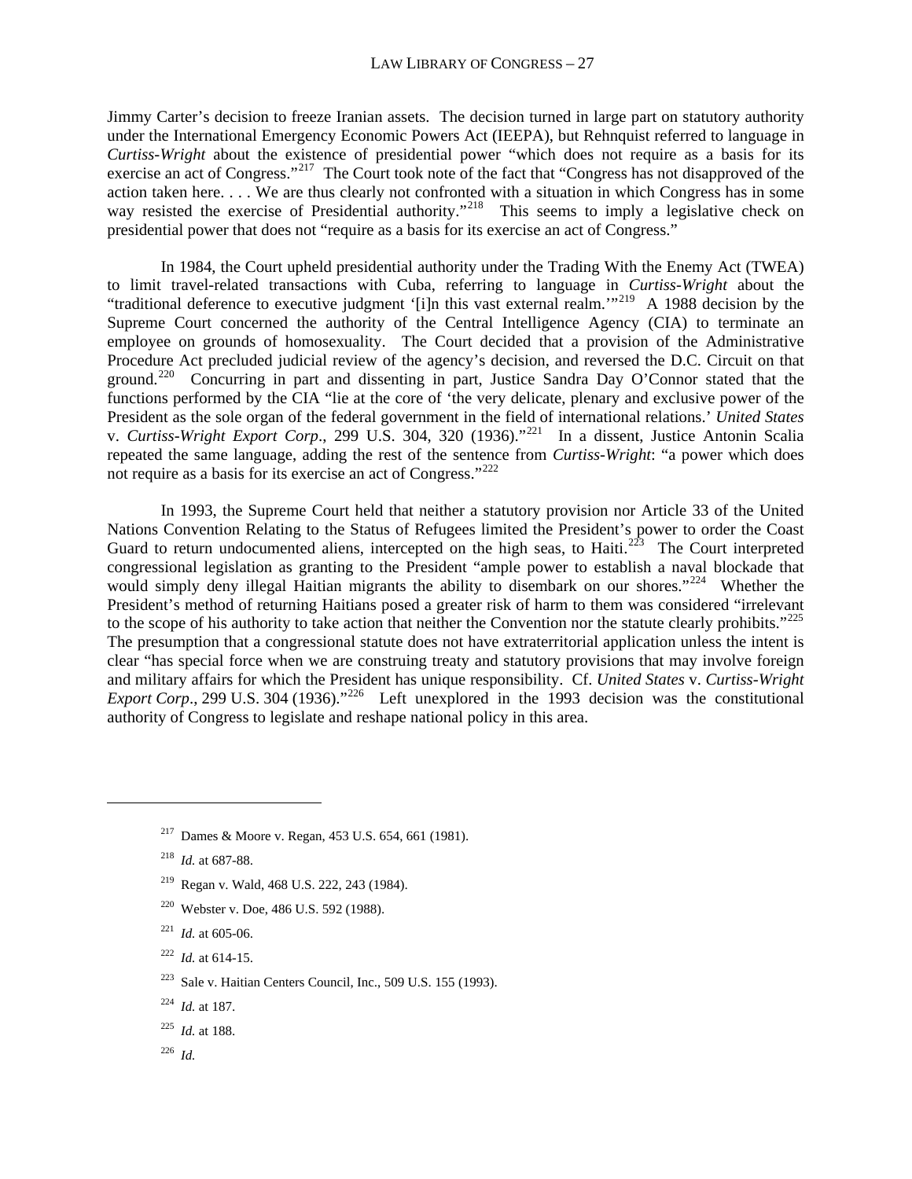Jimmy Carter's decision to freeze Iranian assets. The decision turned in large part on statutory authority under the International Emergency Economic Powers Act (IEEPA), but Rehnquist referred to language in *Curtiss-Wright* about the existence of presidential power "which does not require as a basis for its exercise an act of Congress."[217] The Court took note of the fact that "Congress has not disapproved of the action taken here. . . . We are thus clearly not confronted with a situation in which Congress has in some way resisted the exercise of Presidential authority."[218] This seems to imply a legislative check on presidential power that does not "require as a basis for its exercise an act of Congress."

In 1984, the Court upheld presidential authority under the Trading With the Enemy Act (TWEA) to limit travel-related transactions with Cuba, referring to language in *Curtiss-Wright* about the "traditional deference to executive judgment '[i]n this vast external realm.'"[219] A 1988 decision by the Supreme Court concerned the authority of the Central Intelligence Agency (CIA) to terminate an employee on grounds of homosexuality. The Court decided that a provision of the Administrative Procedure Act precluded judicial review of the agency's decision, and reversed the D.C. Circuit on that ground.[220] Concurring in part and dissenting in part, Justice Sandra Day O'Connor stated that the functions performed by the CIA "lie at the core of 'the very delicate, plenary and exclusive power of the President as the sole organ of the federal government in the field of international relations.' *United States* v. *Curtiss-Wright Export Corp*., 299 U.S. 304, 320 (1936)."[221] In a dissent, Justice Antonin Scalia repeated the same language, adding the rest of the sentence from *Curtiss-Wright*: "a power which does not require as a basis for its exercise an act of Congress."[222]

In 1993, the Supreme Court held that neither a statutory provision nor Article 33 of the United Nations Convention Relating to the Status of Refugees limited the President's power to order the Coast Guard to return undocumented aliens, intercepted on the high seas, to Haiti.[223] The Court interpreted congressional legislation as granting to the President "ample power to establish a naval blockade that would simply deny illegal Haitian migrants the ability to disembark on our shores."[224] Whether the President's method of returning Haitians posed a greater risk of harm to them was considered "irrelevant to the scope of his authority to take action that neither the Convention nor the statute clearly prohibits."[225] The presumption that a congressional statute does not have extraterritorial application unless the intent is clear "has special force when we are construing treaty and statutory provisions that may involve foreign and military affairs for which the President has unique responsibility. Cf. *United States* v. *Curtiss-Wright Export Corp*., 299 U.S. 304 (1936)."[226] Left unexplored in the 1993 decision was the constitutional authority of Congress to legislate and reshape national policy in this area.

---

[217] Dames & Moore v. Regan, 453 U.S. 654, 661 (1981).

[218] *Id.* at 687-88.

[219] Regan v. Wald, 468 U.S. 222, 243 (1984).

[220] Webster v. Doe, 486 U.S. 592 (1988).

[221] *Id.* at 605-06.

[222] *Id.* at 614-15.

[223] Sale v. Haitian Centers Council, Inc., 509 U.S. 155 (1993).

[224] *Id.* at 187.

[225] *Id.* at 188.

[226] *Id.*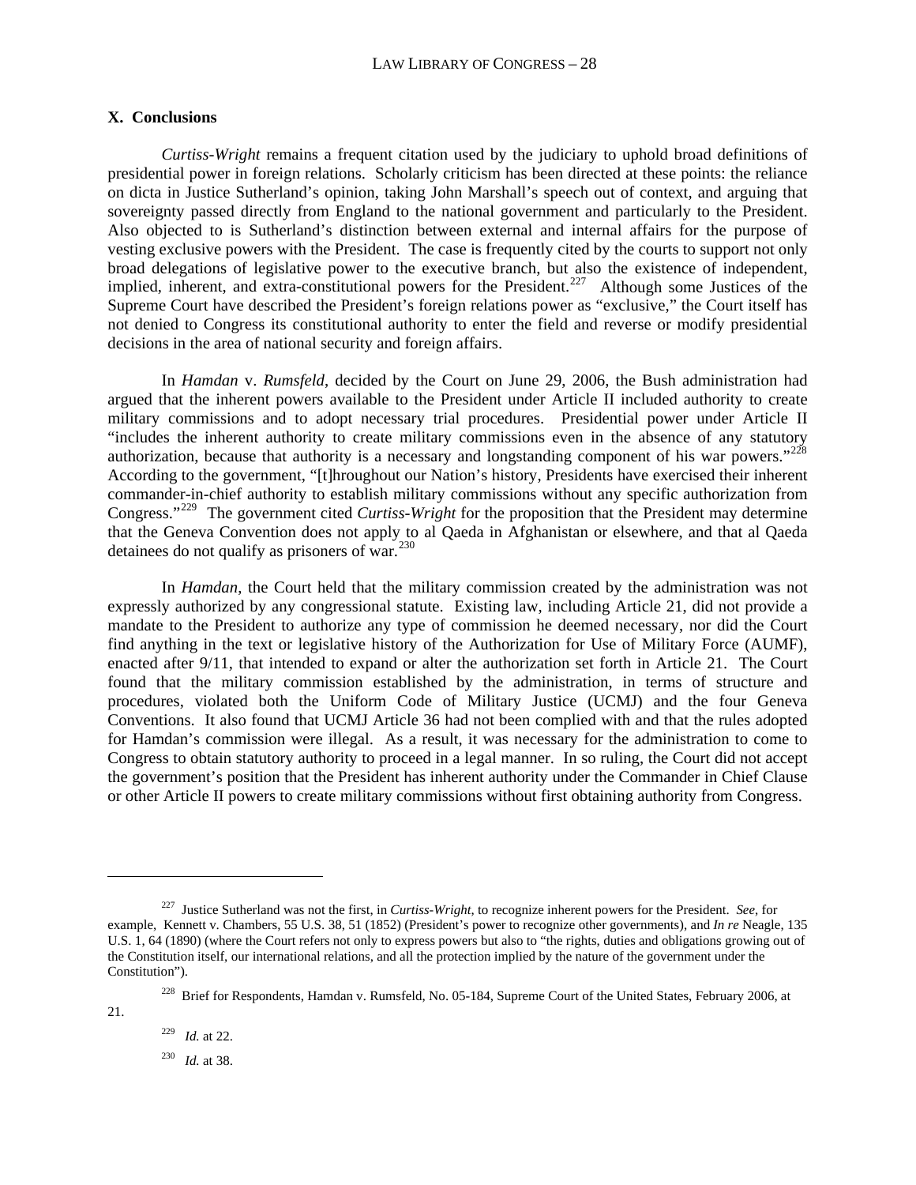## X. Conclusions

*Curtiss-Wright* remains a frequent citation used by the judiciary to uphold broad definitions of presidential power in foreign relations. Scholarly criticism has been directed at these points: the reliance on dicta in Justice Sutherland's opinion, taking John Marshall's speech out of context, and arguing that sovereignty passed directly from England to the national government and particularly to the President. Also objected to is Sutherland's distinction between external and internal affairs for the purpose of vesting exclusive powers with the President. The case is frequently cited by the courts to support not only broad delegations of legislative power to the executive branch, but also the existence of independent, implied, inherent, and extra-constitutional powers for the President.[227] Although some Justices of the Supreme Court have described the President's foreign relations power as "exclusive," the Court itself has not denied to Congress its constitutional authority to enter the field and reverse or modify presidential decisions in the area of national security and foreign affairs.

In *Hamdan* v. *Rumsfeld*, decided by the Court on June 29, 2006, the Bush administration had argued that the inherent powers available to the President under Article II included authority to create military commissions and to adopt necessary trial procedures. Presidential power under Article II "includes the inherent authority to create military commissions even in the absence of any statutory authorization, because that authority is a necessary and longstanding component of his war powers."[228] According to the government, "[t]hroughout our Nation's history, Presidents have exercised their inherent commander-in-chief authority to establish military commissions without any specific authorization from Congress."[229] The government cited *Curtiss-Wright* for the proposition that the President may determine that the Geneva Convention does not apply to al Qaeda in Afghanistan or elsewhere, and that al Qaeda detainees do not qualify as prisoners of war.[230]

In *Hamdan*, the Court held that the military commission created by the administration was not expressly authorized by any congressional statute. Existing law, including Article 21, did not provide a mandate to the President to authorize any type of commission he deemed necessary, nor did the Court find anything in the text or legislative history of the Authorization for Use of Military Force (AUMF), enacted after 9/11, that intended to expand or alter the authorization set forth in Article 21. The Court found that the military commission established by the administration, in terms of structure and procedures, violated both the Uniform Code of Military Justice (UCMJ) and the four Geneva Conventions. It also found that UCMJ Article 36 had not been complied with and that the rules adopted for Hamdan's commission were illegal. As a result, it was necessary for the administration to come to Congress to obtain statutory authority to proceed in a legal manner. In so ruling, the Court did not accept the government's position that the President has inherent authority under the Commander in Chief Clause or other Article II powers to create military commissions without first obtaining authority from Congress.

---

[227] Justice Sutherland was not the first, in *Curtiss-Wright*, to recognize inherent powers for the President. *See*, for example, Kennett v. Chambers, 55 U.S. 38, 51 (1852) (President's power to recognize other governments), and *In re* Neagle, 135 U.S. 1, 64 (1890) (where the Court refers not only to express powers but also to "the rights, duties and obligations growing out of the Constitution itself, our international relations, and all the protection implied by the nature of the government under the Constitution").

[228] Brief for Respondents, Hamdan v. Rumsfeld, No. 05-184, Supreme Court of the United States, February 2006, at 21.

[229] *Id.* at 22.

[230] *Id.* at 38.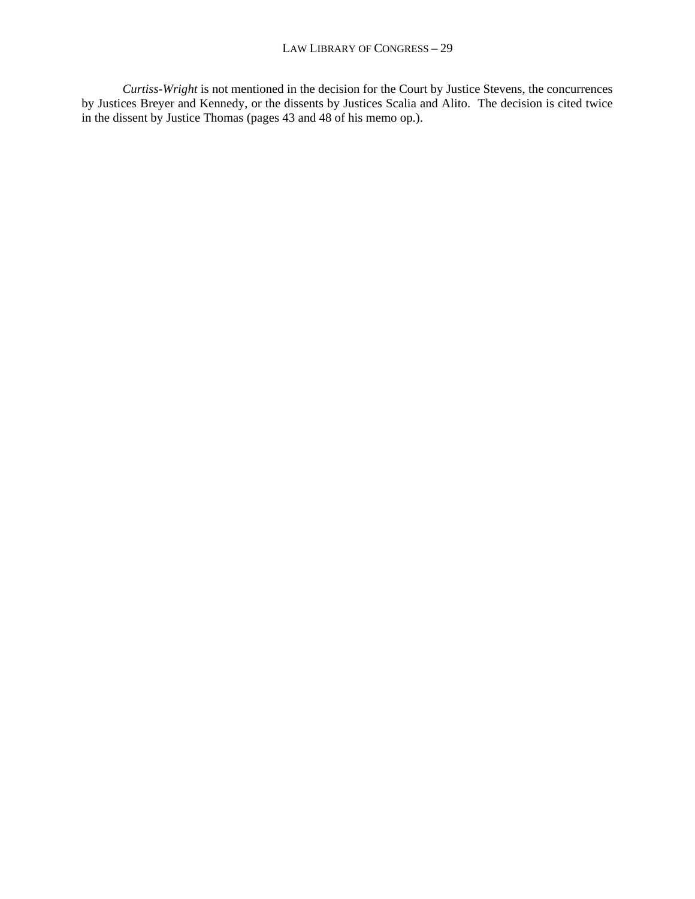*Curtiss-Wright* is not mentioned in the decision for the Court by Justice Stevens, the concurrences by Justices Breyer and Kennedy, or the dissents by Justices Scalia and Alito. The decision is cited twice in the dissent by Justice Thomas (pages 43 and 48 of his memo op.).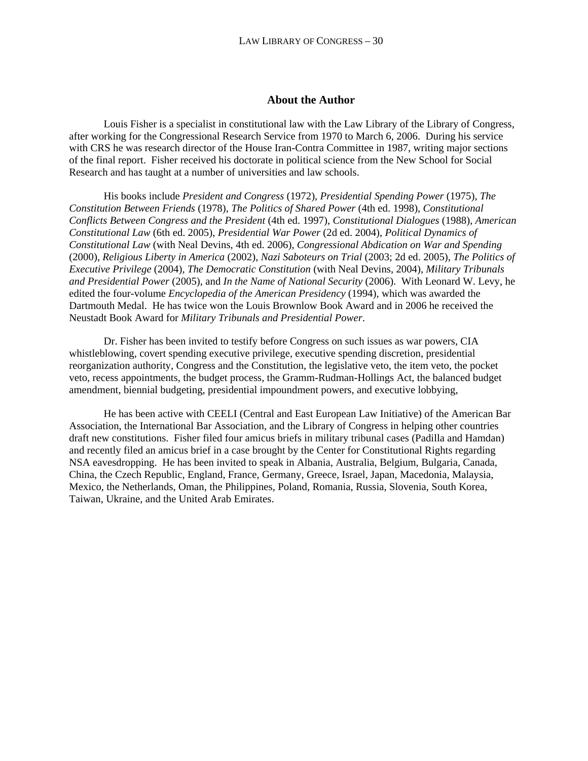## About the Author

Louis Fisher is a specialist in constitutional law with the Law Library of the Library of Congress, after working for the Congressional Research Service from 1970 to March 6, 2006. During his service with CRS he was research director of the House Iran-Contra Committee in 1987, writing major sections of the final report. Fisher received his doctorate in political science from the New School for Social Research and has taught at a number of universities and law schools.

His books include *President and Congress* (1972), *Presidential Spending Power* (1975), *The Constitution Between Friends* (1978), *The Politics of Shared Power* (4th ed. 1998), *Constitutional Conflicts Between Congress and the President* (4th ed. 1997), *Constitutional Dialogues* (1988), *American Constitutional Law* (6th ed. 2005), *Presidential War Power* (2d ed. 2004), *Political Dynamics of Constitutional Law* (with Neal Devins, 4th ed. 2006), *Congressional Abdication on War and Spending* (2000), *Religious Liberty in America* (2002), *Nazi Saboteurs on Trial* (2003; 2d ed. 2005), *The Politics of Executive Privilege* (2004), *The Democratic Constitution* (with Neal Devins, 2004), *Military Tribunals and Presidential Power* (2005), and *In the Name of National Security* (2006). With Leonard W. Levy, he edited the four-volume *Encyclopedia of the American Presidency* (1994), which was awarded the Dartmouth Medal. He has twice won the Louis Brownlow Book Award and in 2006 he received the Neustadt Book Award for *Military Tribunals and Presidential Power*.

Dr. Fisher has been invited to testify before Congress on such issues as war powers, CIA whistleblowing, covert spending executive privilege, executive spending discretion, presidential reorganization authority, Congress and the Constitution, the legislative veto, the item veto, the pocket veto, recess appointments, the budget process, the Gramm-Rudman-Hollings Act, the balanced budget amendment, biennial budgeting, presidential impoundment powers, and executive lobbying,

He has been active with CEELI (Central and East European Law Initiative) of the American Bar Association, the International Bar Association, and the Library of Congress in helping other countries draft new constitutions. Fisher filed four amicus briefs in military tribunal cases (Padilla and Hamdan) and recently filed an amicus brief in a case brought by the Center for Constitutional Rights regarding NSA eavesdropping. He has been invited to speak in Albania, Australia, Belgium, Bulgaria, Canada, China, the Czech Republic, England, France, Germany, Greece, Israel, Japan, Macedonia, Malaysia, Mexico, the Netherlands, Oman, the Philippines, Poland, Romania, Russia, Slovenia, South Korea, Taiwan, Ukraine, and the United Arab Emirates.